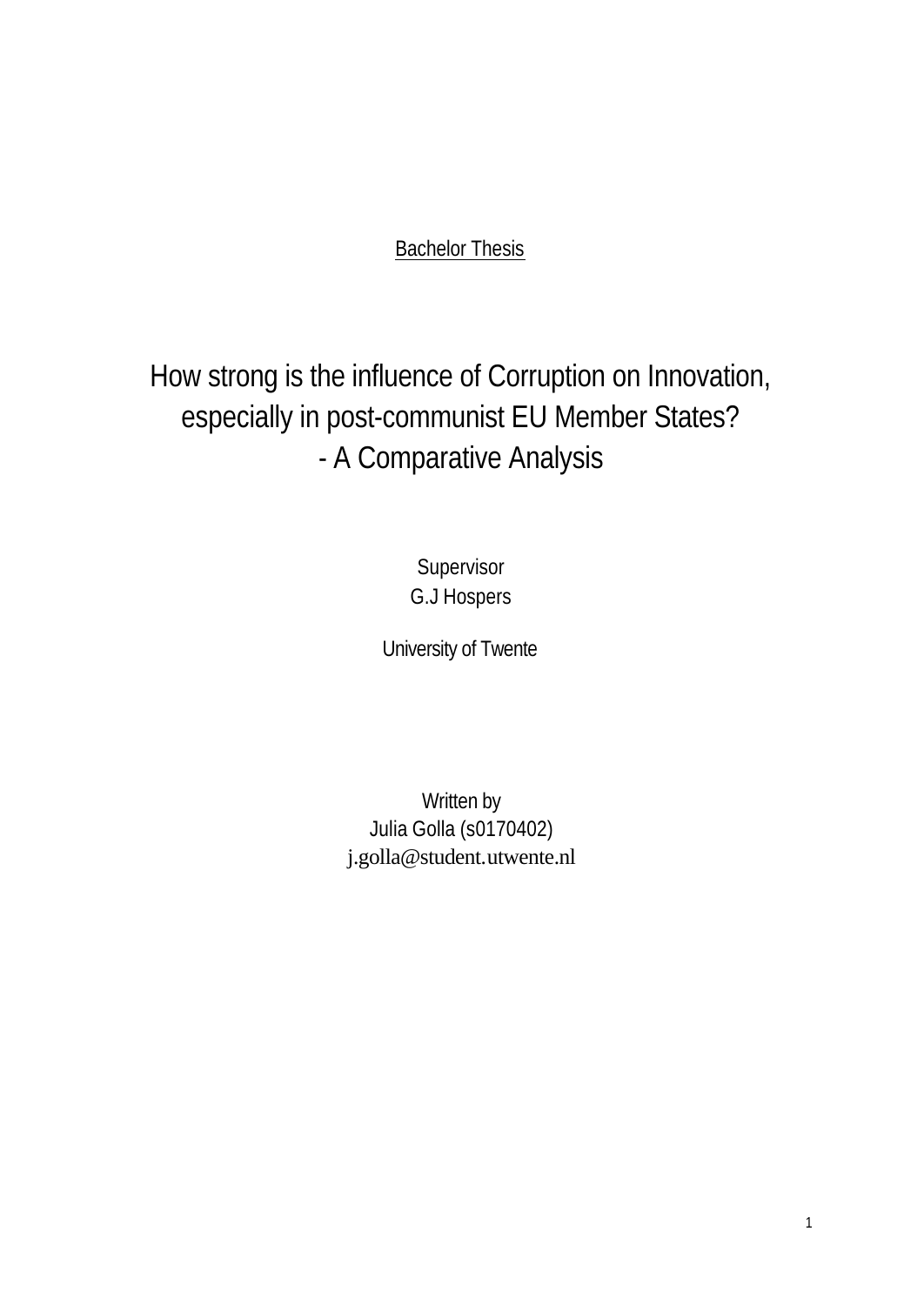Bachelor Thesis

# How strong is the influence of Corruption on Innovation, especially in post-communist EU Member States? - A Comparative Analysis

Supervisor
G.J Hospers

University of Twente

Written by
Julia Golla (s0170402)
j.golla@student.utwente.nl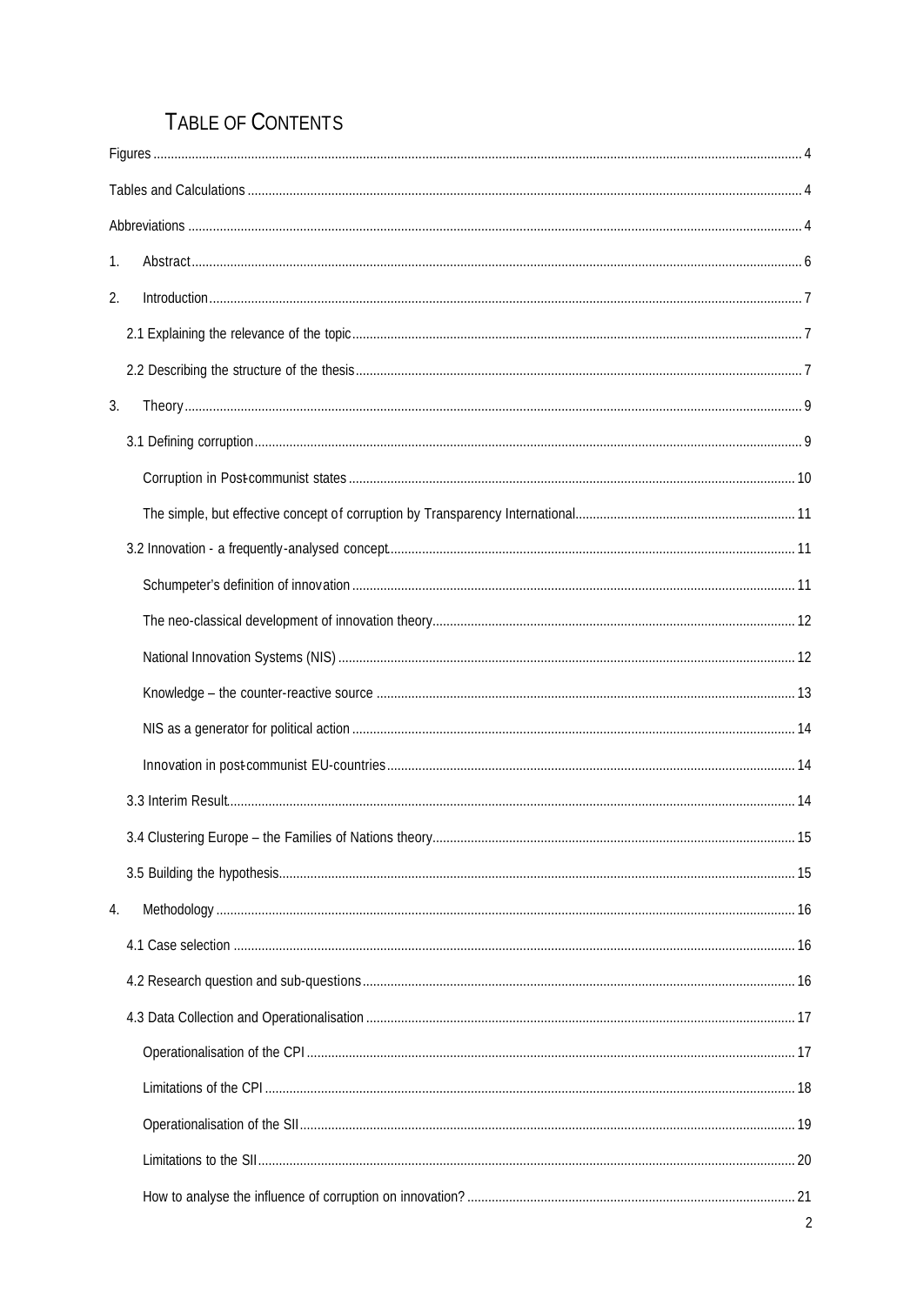# Table of Contents

Figures ..... 4

Tables and Calculations ..... 4

Abbreviations ..... 4

1. Abstract ..... 6
2. Introduction ..... 7
   - 2.1 Explaining the relevance of the topic ..... 7
   - 2.2 Describing the structure of the thesis ..... 7
3. Theory ..... 9
   - 3.1 Defining corruption ..... 9
     - Corruption in Post-communist states ..... 10
     - The simple, but effective concept of corruption by Transparency International ..... 11
   - 3.2 Innovation - a frequently-analysed concept ..... 11
     - Schumpeter's definition of innovation ..... 11
     - The neo-classical development of innovation theory ..... 12
     - National Innovation Systems (NIS) ..... 12
     - Knowledge – the counter-reactive source ..... 13
     - NIS as a generator for political action ..... 14
     - Innovation in post-communist EU-countries ..... 14
   - 3.3 Interim Result ..... 14
   - 3.4 Clustering Europe – the Families of Nations theory ..... 15
   - 3.5 Building the hypothesis ..... 15
4. Methodology ..... 16
   - 4.1 Case selection ..... 16
   - 4.2 Research question and sub-questions ..... 16
   - 4.3 Data Collection and Operationalisation ..... 17
     - Operationalisation of the CPI ..... 17
     - Limitations of the CPI ..... 18
     - Operationalisation of the SII ..... 19
     - Limitations to the SII ..... 20
     - How to analyse the influence of corruption on innovation? ..... 21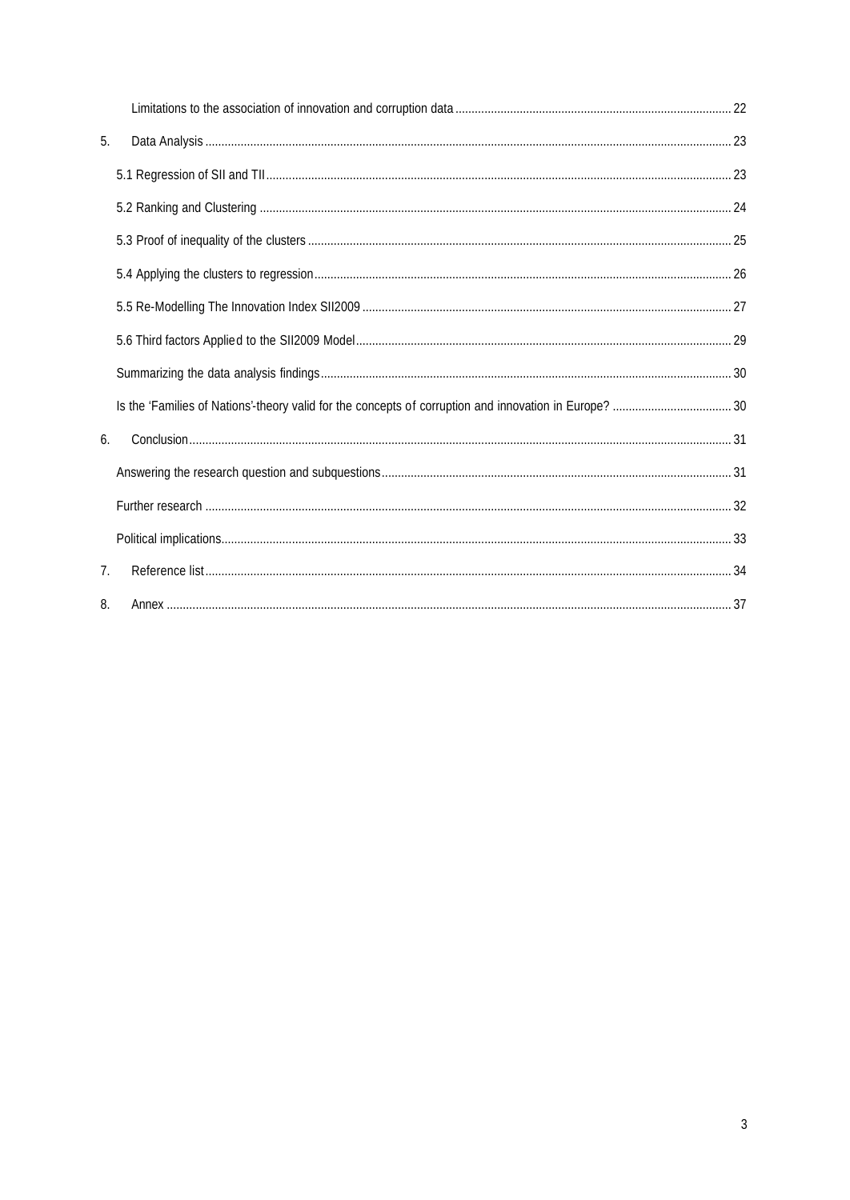Limitations to the association of innovation and corruption data ..................... 22

5. Data Analysis ..................... 23

5.1 Regression of SII and TII ..................... 23

5.2 Ranking and Clustering ..................... 24

5.3 Proof of inequality of the clusters ..................... 25

5.4 Applying the clusters to regression ..................... 26

5.5 Re-Modelling The Innovation Index SII2009 ..................... 27

5.6 Third factors Applied to the SII2009 Model ..................... 29

Summarizing the data analysis findings ..................... 30

Is the 'Families of Nations'-theory valid for the concepts of corruption and innovation in Europe? ..................... 30

6. Conclusion ..................... 31

Answering the research question and subquestions ..................... 31

Further research ..................... 32

Political implications ..................... 33

7. Reference list ..................... 34

8. Annex ..................... 37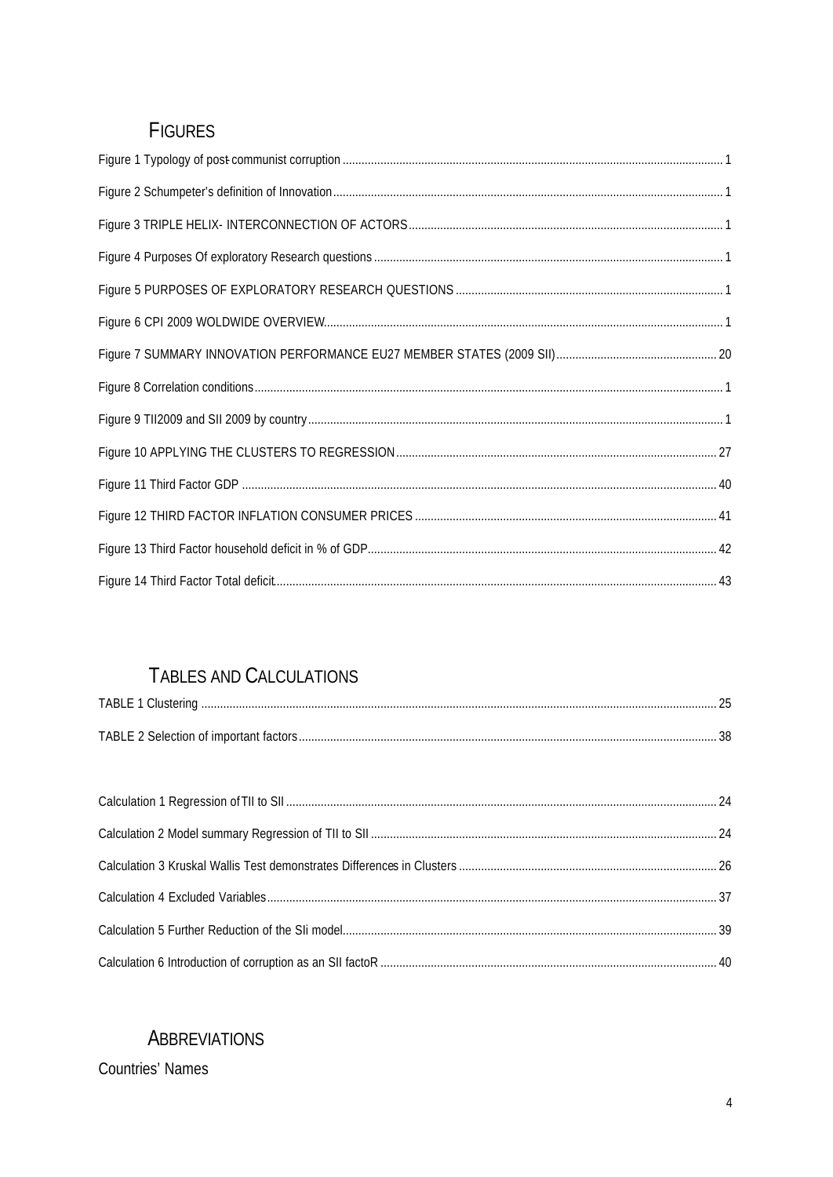## Figures

Figure 1 Typology of post-communist corruption ........................................................................................................ 1

Figure 2 Schumpeter's definition of Innovation ........................................................................................................ 1

Figure 3 TRIPLE HELIX- INTERCONNECTION OF ACTORS ................................................................................... 1

Figure 4 Purposes Of exploratory Research questions .............................................................................................. 1

Figure 5 PURPOSES OF EXPLORATORY RESEARCH QUESTIONS ....................................................................... 1

Figure 6 CPI 2009 WOLDWIDE OVERVIEW.............................................................................................................. 1

Figure 7 SUMMARY INNOVATION PERFORMANCE EU27 MEMBER STATES (2009 SII) ................................... 20

Figure 8 Correlation conditions.................................................................................................................................. 1

Figure 9 TII2009 and SII 2009 by country .................................................................................................................. 1

Figure 10 APPLYING THE CLUSTERS TO REGRESSION ...................................................................................... 27

Figure 11 Third Factor GDP ...................................................................................................................................... 40

Figure 12 THIRD FACTOR INFLATION CONSUMER PRICES ................................................................................ 41

Figure 13 Third Factor household deficit in % of GDP.............................................................................................. 42

Figure 14 Third Factor Total deficit........................................................................................................................... 43

## Tables and Calculations

TABLE 1 Clustering ................................................................................................................................................... 25

TABLE 2 Selection of important factors.................................................................................................................... 38

Calculation 1 Regression of TII to SII ........................................................................................................................ 24

Calculation 2 Model summary Regression of TII to SII ............................................................................................. 24

Calculation 3 Kruskal Wallis Test demonstrates Differences in Clusters ................................................................... 26

Calculation 4 Excluded Variables.............................................................................................................................. 37

Calculation 5 Further Reduction of the SIi model...................................................................................................... 39

Calculation 6 Introduction of corruption as an SII factoR .......................................................................................... 40

## Abbreviations

Countries' Names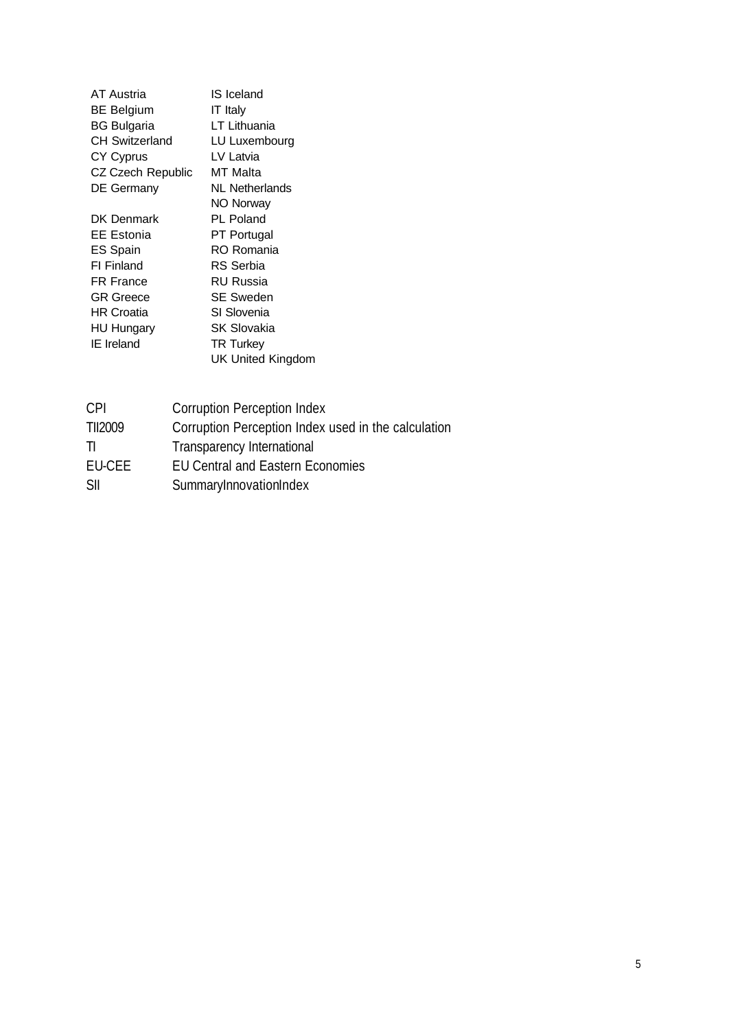| | |
|---|---|
| AT Austria | IS Iceland |
| BE Belgium | IT Italy |
| BG Bulgaria | LT Lithuania |
| CH Switzerland | LU Luxembourg |
| CY Cyprus | LV Latvia |
| CZ Czech Republic | MT Malta |
| DE Germany | NL Netherlands |
| | NO Norway |
| DK Denmark | PL Poland |
| EE Estonia | PT Portugal |
| ES Spain | RO Romania |
| FI Finland | RS Serbia |
| FR France | RU Russia |
| GR Greece | SE Sweden |
| HR Croatia | SI Slovenia |
| HU Hungary | SK Slovakia |
| IE Ireland | TR Turkey |
| | UK United Kingdom |

| | |
|---|---|
| CPI | Corruption Perception Index |
| TII2009 | Corruption Perception Index used in the calculation |
| TI | Transparency International |
| EU-CEE | EU Central and Eastern Economies |
| SII | SummaryInnovationIndex |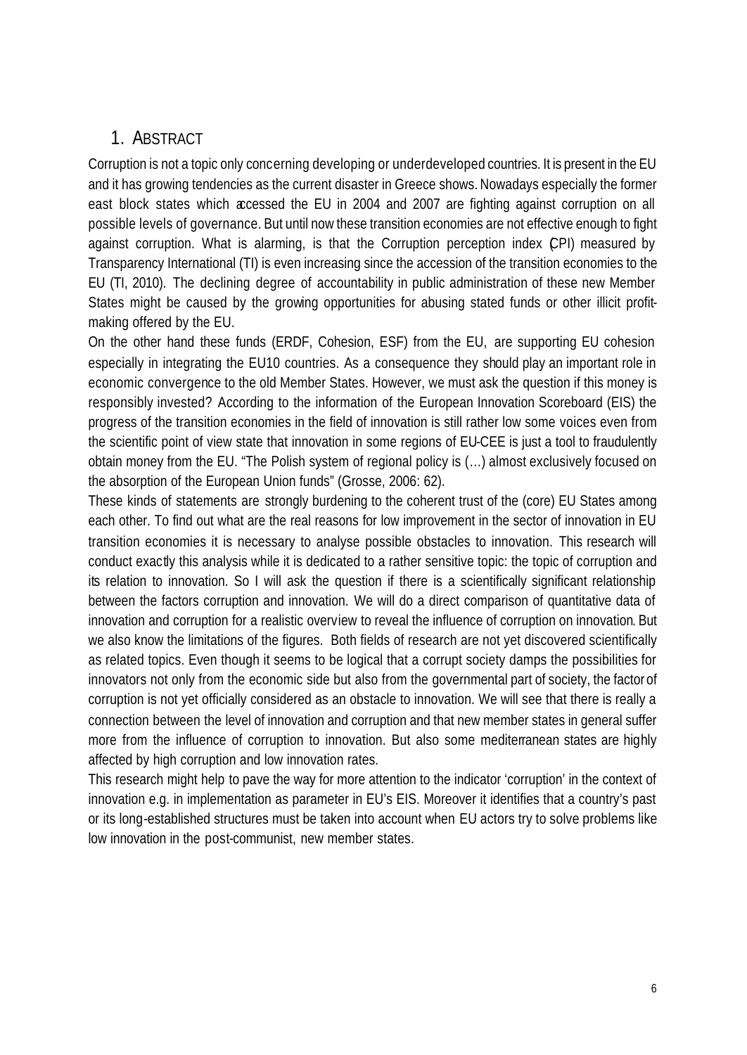# 1. ABSTRACT

Corruption is not a topic only concerning developing or underdeveloped countries. It is present in the EU and it has growing tendencies as the current disaster in Greece shows. Nowadays especially the former east block states which accessed the EU in 2004 and 2007 are fighting against corruption on all possible levels of governance. But until now these transition economies are not effective enough to fight against corruption. What is alarming, is that the Corruption perception index (CPI) measured by Transparency International (TI) is even increasing since the accession of the transition economies to the EU (TI, 2010). The declining degree of accountability in public administration of these new Member States might be caused by the growing opportunities for abusing stated funds or other illicit profit-making offered by the EU.

On the other hand these funds (ERDF, Cohesion, ESF) from the EU, are supporting EU cohesion especially in integrating the EU10 countries. As a consequence they should play an important role in economic convergence to the old Member States. However, we must ask the question if this money is responsibly invested? According to the information of the European Innovation Scoreboard (EIS) the progress of the transition economies in the field of innovation is still rather low some voices even from the scientific point of view state that innovation in some regions of EU-CEE is just a tool to fraudulently obtain money from the EU. "The Polish system of regional policy is (…) almost exclusively focused on the absorption of the European Union funds" (Grosse, 2006: 62).

These kinds of statements are strongly burdening to the coherent trust of the (core) EU States among each other. To find out what are the real reasons for low improvement in the sector of innovation in EU transition economies it is necessary to analyse possible obstacles to innovation. This research will conduct exactly this analysis while it is dedicated to a rather sensitive topic: the topic of corruption and its relation to innovation. So I will ask the question if there is a scientifically significant relationship between the factors corruption and innovation. We will do a direct comparison of quantitative data of innovation and corruption for a realistic overview to reveal the influence of corruption on innovation. But we also know the limitations of the figures. Both fields of research are not yet discovered scientifically as related topics. Even though it seems to be logical that a corrupt society damps the possibilities for innovators not only from the economic side but also from the governmental part of society, the factor of corruption is not yet officially considered as an obstacle to innovation. We will see that there is really a connection between the level of innovation and corruption and that new member states in general suffer more from the influence of corruption to innovation. But also some mediterranean states are highly affected by high corruption and low innovation rates.

This research might help to pave the way for more attention to the indicator 'corruption' in the context of innovation e.g. in implementation as parameter in EU's EIS. Moreover it identifies that a country's past or its long-established structures must be taken into account when EU actors try to solve problems like low innovation in the post-communist, new member states.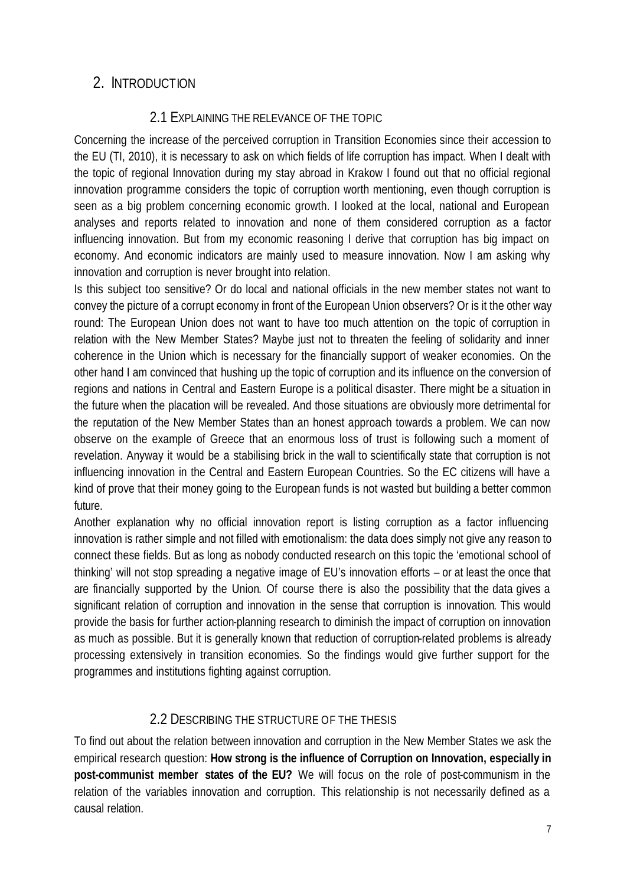# 2. Introduction

## 2.1 Explaining the relevance of the topic

Concerning the increase of the perceived corruption in Transition Economies since their accession to the EU (TI, 2010), it is necessary to ask on which fields of life corruption has impact. When I dealt with the topic of regional Innovation during my stay abroad in Krakow I found out that no official regional innovation programme considers the topic of corruption worth mentioning, even though corruption is seen as a big problem concerning economic growth. I looked at the local, national and European analyses and reports related to innovation and none of them considered corruption as a factor influencing innovation. But from my economic reasoning I derive that corruption has big impact on economy. And economic indicators are mainly used to measure innovation. Now I am asking why innovation and corruption is never brought into relation.

Is this subject too sensitive? Or do local and national officials in the new member states not want to convey the picture of a corrupt economy in front of the European Union observers? Or is it the other way round: The European Union does not want to have too much attention on the topic of corruption in relation with the New Member States? Maybe just not to threaten the feeling of solidarity and inner coherence in the Union which is necessary for the financially support of weaker economies. On the other hand I am convinced that hushing up the topic of corruption and its influence on the conversion of regions and nations in Central and Eastern Europe is a political disaster. There might be a situation in the future when the placation will be revealed. And those situations are obviously more detrimental for the reputation of the New Member States than an honest approach towards a problem. We can now observe on the example of Greece that an enormous loss of trust is following such a moment of revelation. Anyway it would be a stabilising brick in the wall to scientifically state that corruption is not influencing innovation in the Central and Eastern European Countries. So the EC citizens will have a kind of prove that their money going to the European funds is not wasted but building a better common future.

Another explanation why no official innovation report is listing corruption as a factor influencing innovation is rather simple and not filled with emotionalism: the data does simply not give any reason to connect these fields. But as long as nobody conducted research on this topic the 'emotional school of thinking' will not stop spreading a negative image of EU's innovation efforts – or at least the once that are financially supported by the Union. Of course there is also the possibility that the data gives a significant relation of corruption and innovation in the sense that corruption is innovation. This would provide the basis for further action-planning research to diminish the impact of corruption on innovation as much as possible. But it is generally known that reduction of corruption-related problems is already processing extensively in transition economies. So the findings would give further support for the programmes and institutions fighting against corruption.

## 2.2 Describing the structure of the thesis

To find out about the relation between innovation and corruption in the New Member States we ask the empirical research question: **How strong is the influence of Corruption on Innovation, especially in post-communist member states of the EU?** We will focus on the role of post-communism in the relation of the variables innovation and corruption. This relationship is not necessarily defined as a causal relation.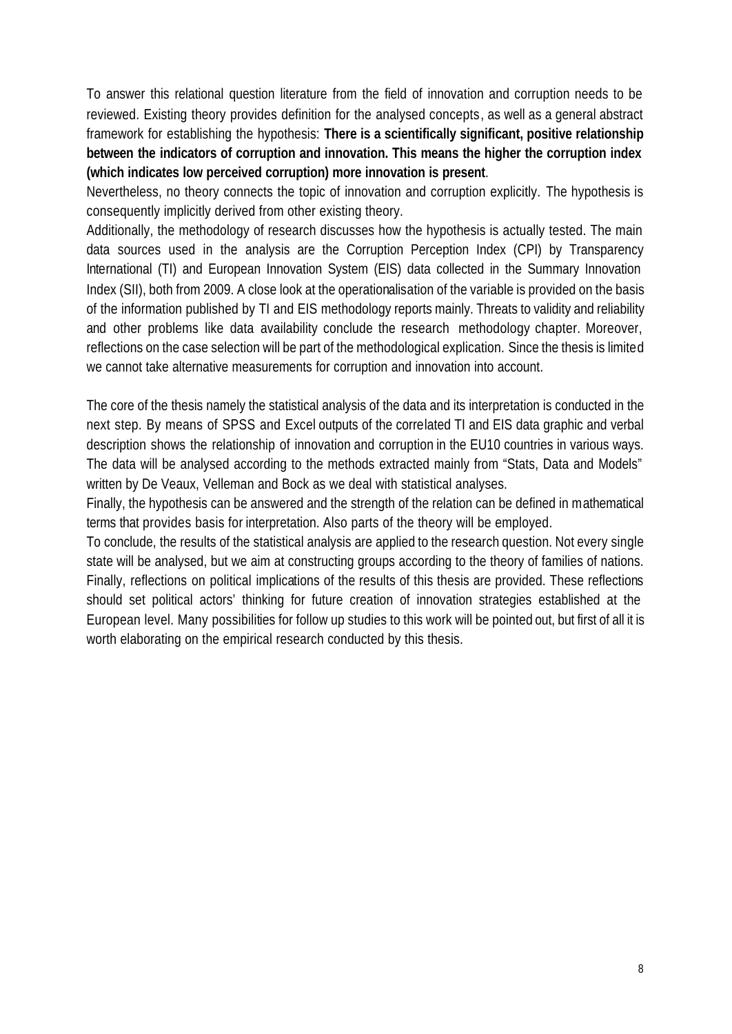To answer this relational question literature from the field of innovation and corruption needs to be reviewed. Existing theory provides definition for the analysed concepts, as well as a general abstract framework for establishing the hypothesis: **There is a scientifically significant, positive relationship between the indicators of corruption and innovation. This means the higher the corruption index (which indicates low perceived corruption) more innovation is present**.

Nevertheless, no theory connects the topic of innovation and corruption explicitly. The hypothesis is consequently implicitly derived from other existing theory.

Additionally, the methodology of research discusses how the hypothesis is actually tested. The main data sources used in the analysis are the Corruption Perception Index (CPI) by Transparency International (TI) and European Innovation System (EIS) data collected in the Summary Innovation Index (SII), both from 2009. A close look at the operationalisation of the variable is provided on the basis of the information published by TI and EIS methodology reports mainly. Threats to validity and reliability and other problems like data availability conclude the research methodology chapter. Moreover, reflections on the case selection will be part of the methodological explication. Since the thesis is limited we cannot take alternative measurements for corruption and innovation into account.

The core of the thesis namely the statistical analysis of the data and its interpretation is conducted in the next step. By means of SPSS and Excel outputs of the correlated TI and EIS data graphic and verbal description shows the relationship of innovation and corruption in the EU10 countries in various ways. The data will be analysed according to the methods extracted mainly from "Stats, Data and Models" written by De Veaux, Velleman and Bock as we deal with statistical analyses.

Finally, the hypothesis can be answered and the strength of the relation can be defined in mathematical terms that provides basis for interpretation. Also parts of the theory will be employed.

To conclude, the results of the statistical analysis are applied to the research question. Not every single state will be analysed, but we aim at constructing groups according to the theory of families of nations. Finally, reflections on political implications of the results of this thesis are provided. These reflections should set political actors' thinking for future creation of innovation strategies established at the European level. Many possibilities for follow up studies to this work will be pointed out, but first of all it is worth elaborating on the empirical research conducted by this thesis.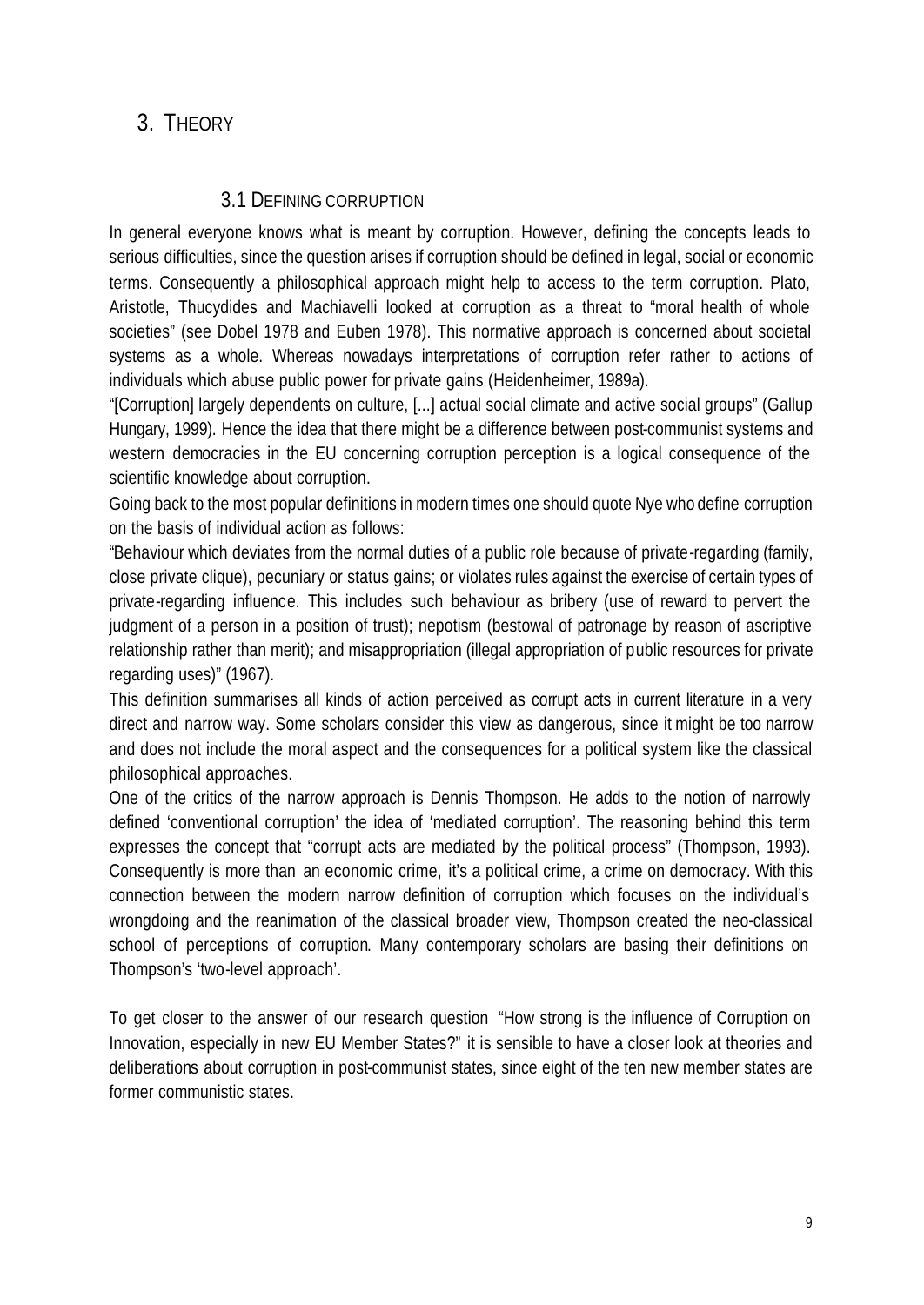# 3. THEORY

## 3.1 DEFINING CORRUPTION

In general everyone knows what is meant by corruption. However, defining the concepts leads to serious difficulties, since the question arises if corruption should be defined in legal, social or economic terms. Consequently a philosophical approach might help to access to the term corruption. Plato, Aristotle, Thucydides and Machiavelli looked at corruption as a threat to "moral health of whole societies" (see Dobel 1978 and Euben 1978). This normative approach is concerned about societal systems as a whole. Whereas nowadays interpretations of corruption refer rather to actions of individuals which abuse public power for private gains (Heidenheimer, 1989a).

"[Corruption] largely dependents on culture, [...] actual social climate and active social groups" (Gallup Hungary, 1999). Hence the idea that there might be a difference between post-communist systems and western democracies in the EU concerning corruption perception is a logical consequence of the scientific knowledge about corruption.

Going back to the most popular definitions in modern times one should quote Nye who define corruption on the basis of individual action as follows:

"Behaviour which deviates from the normal duties of a public role because of private-regarding (family, close private clique), pecuniary or status gains; or violates rules against the exercise of certain types of private-regarding influence. This includes such behaviour as bribery (use of reward to pervert the judgment of a person in a position of trust); nepotism (bestowal of patronage by reason of ascriptive relationship rather than merit); and misappropriation (illegal appropriation of public resources for private regarding uses)" (1967).

This definition summarises all kinds of action perceived as corrupt acts in current literature in a very direct and narrow way. Some scholars consider this view as dangerous, since it might be too narrow and does not include the moral aspect and the consequences for a political system like the classical philosophical approaches.

One of the critics of the narrow approach is Dennis Thompson. He adds to the notion of narrowly defined 'conventional corruption' the idea of 'mediated corruption'. The reasoning behind this term expresses the concept that "corrupt acts are mediated by the political process" (Thompson, 1993). Consequently is more than an economic crime, it's a political crime, a crime on democracy. With this connection between the modern narrow definition of corruption which focuses on the individual's wrongdoing and the reanimation of the classical broader view, Thompson created the neo-classical school of perceptions of corruption. Many contemporary scholars are basing their definitions on Thompson's 'two-level approach'.

To get closer to the answer of our research question "How strong is the influence of Corruption on Innovation, especially in new EU Member States?" it is sensible to have a closer look at theories and deliberations about corruption in post-communist states, since eight of the ten new member states are former communistic states.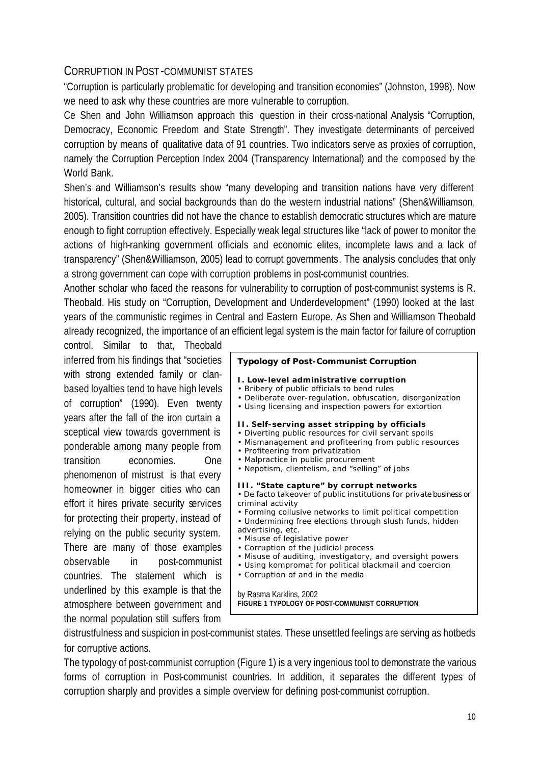## CORRUPTION IN POST-COMMUNIST STATES

"Corruption is particularly problematic for developing and transition economies" (Johnston, 1998). Now we need to ask why these countries are more vulnerable to corruption.

Ce Shen and John Williamson approach this question in their cross-national Analysis "Corruption, Democracy, Economic Freedom and State Strength". They investigate determinants of perceived corruption by means of qualitative data of 91 countries. Two indicators serve as proxies of corruption, namely the Corruption Perception Index 2004 (Transparency International) and the composed by the World Bank.

Shen's and Williamson's results show "many developing and transition nations have very different historical, cultural, and social backgrounds than do the western industrial nations" (Shen&Williamson, 2005). Transition countries did not have the chance to establish democratic structures which are mature enough to fight corruption effectively. Especially weak legal structures like "lack of power to monitor the actions of high-ranking government officials and economic elites, incomplete laws and a lack of transparency" (Shen&Williamson, 2005) lead to corrupt governments. The analysis concludes that only a strong government can cope with corruption problems in post-communist countries.

Another scholar who faced the reasons for vulnerability to corruption of post-communist systems is R. Theobald. His study on "Corruption, Development and Underdevelopment" (1990) looked at the last years of the communistic regimes in Central and Eastern Europe. As Shen and Williamson Theobald already recognized, the importance of an efficient legal system is the main factor for failure of corruption control. Similar to that, Theobald inferred from his findings that "societies with strong extended family or clan-based loyalties tend to have high levels of corruption" (1990). Even twenty years after the fall of the iron curtain a sceptical view towards government is ponderable among many people from transition economies. One phenomenon of mistrust is that every homeowner in bigger cities who can effort it hires private security services for protecting their property, instead of relying on the public security system. There are many of those examples observable in post-communist countries. The statement which is underlined by this example is that the atmosphere between government and the normal population still suffers from distrustfulness and suspicion in post-communist states. These unsettled feelings are serving as hotbeds for corruptive actions.

> **Typology of Post-Communist Corruption**
>
> **I. Low-level administrative corruption**
> - Bribery of public officials to bend rules
> - Deliberate over-regulation, obfuscation, disorganization
> - Using licensing and inspection powers for extortion
>
> **II. Self-serving asset stripping by officials**
> - Diverting public resources for civil servant spoils
> - Mismanagement and profiteering from public resources
> - Profiteering from privatization
> - Malpractice in public procurement
> - Nepotism, clientelism, and "selling" of jobs
>
> **III. "State capture" by corrupt networks**
> - De facto takeover of public institutions for private business or criminal activity
> - Forming collusive networks to limit political competition
> - Undermining free elections through slush funds, hidden advertising, etc.
> - Misuse of legislative power
> - Corruption of the judicial process
> - Misuse of auditing, investigatory, and oversight powers
> - Using kompromat for political blackmail and coercion
> - Corruption of and in the media
>
> by Rasma Karklins, 2002
>
> **FIGURE 1 TYPOLOGY OF POST-COMMUNIST CORRUPTION**

The typology of post-communist corruption (Figure 1) is a very ingenious tool to demonstrate the various forms of corruption in Post-communist countries. In addition, it separates the different types of corruption sharply and provides a simple overview for defining post-communist corruption.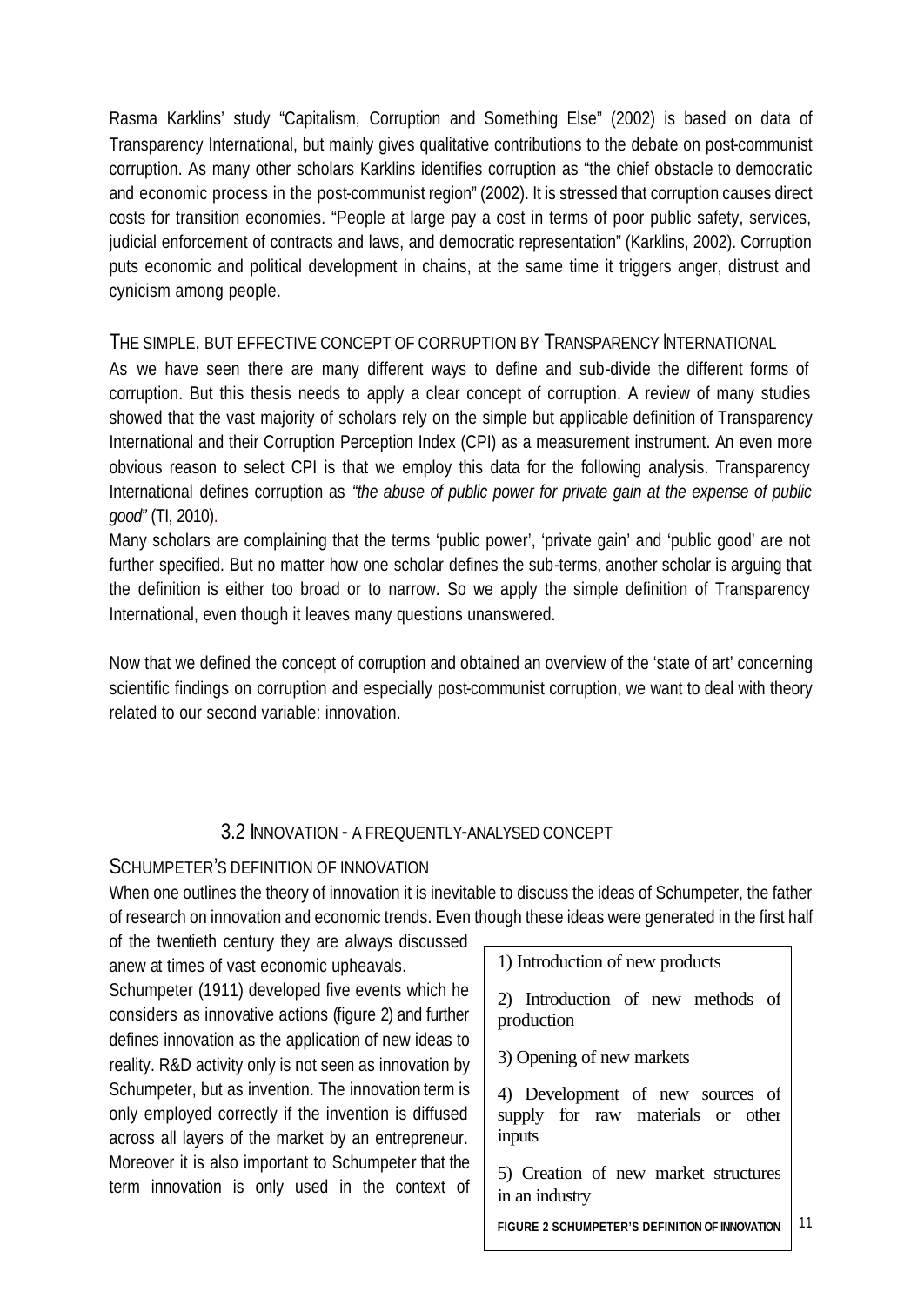Rasma Karklins' study "Capitalism, Corruption and Something Else" (2002) is based on data of Transparency International, but mainly gives qualitative contributions to the debate on post-communist corruption. As many other scholars Karklins identifies corruption as "the chief obstacle to democratic and economic process in the post-communist region" (2002). It is stressed that corruption causes direct costs for transition economies. "People at large pay a cost in terms of poor public safety, services, judicial enforcement of contracts and laws, and democratic representation" (Karklins, 2002). Corruption puts economic and political development in chains, at the same time it triggers anger, distrust and cynicism among people.

### THE SIMPLE, BUT EFFECTIVE CONCEPT OF CORRUPTION BY TRANSPARENCY INTERNATIONAL

As we have seen there are many different ways to define and sub-divide the different forms of corruption. But this thesis needs to apply a clear concept of corruption. A review of many studies showed that the vast majority of scholars rely on the simple but applicable definition of Transparency International and their Corruption Perception Index (CPI) as a measurement instrument. An even more obvious reason to select CPI is that we employ this data for the following analysis. Transparency International defines corruption as *"the abuse of public power for private gain at the expense of public good"* (TI, 2010).

Many scholars are complaining that the terms 'public power', 'private gain' and 'public good' are not further specified. But no matter how one scholar defines the sub-terms, another scholar is arguing that the definition is either too broad or to narrow. So we apply the simple definition of Transparency International, even though it leaves many questions unanswered.

Now that we defined the concept of corruption and obtained an overview of the 'state of art' concerning scientific findings on corruption and especially post-communist corruption, we want to deal with theory related to our second variable: innovation.

## 3.2 INNOVATION - A FREQUENTLY-ANALYSED CONCEPT

### SCHUMPETER'S DEFINITION OF INNOVATION

When one outlines the theory of innovation it is inevitable to discuss the ideas of Schumpeter, the father of research on innovation and economic trends. Even though these ideas were generated in the first half of the twentieth century they are always discussed anew at times of vast economic upheavals.

Schumpeter (1911) developed five events which he considers as innovative actions (figure 2) and further defines innovation as the application of new ideas to reality. R&D activity only is not seen as innovation by Schumpeter, but as invention. The innovation term is only employed correctly if the invention is diffused across all layers of the market by an entrepreneur. Moreover it is also important to Schumpeter that the term innovation is only used in the context of

1) Introduction of new products

2) Introduction of new methods of production

3) Opening of new markets

4) Development of new sources of supply for raw materials or other inputs

5) Creation of new market structures in an industry

**FIGURE 2 SCHUMPETER'S DEFINITION OF INNOVATION**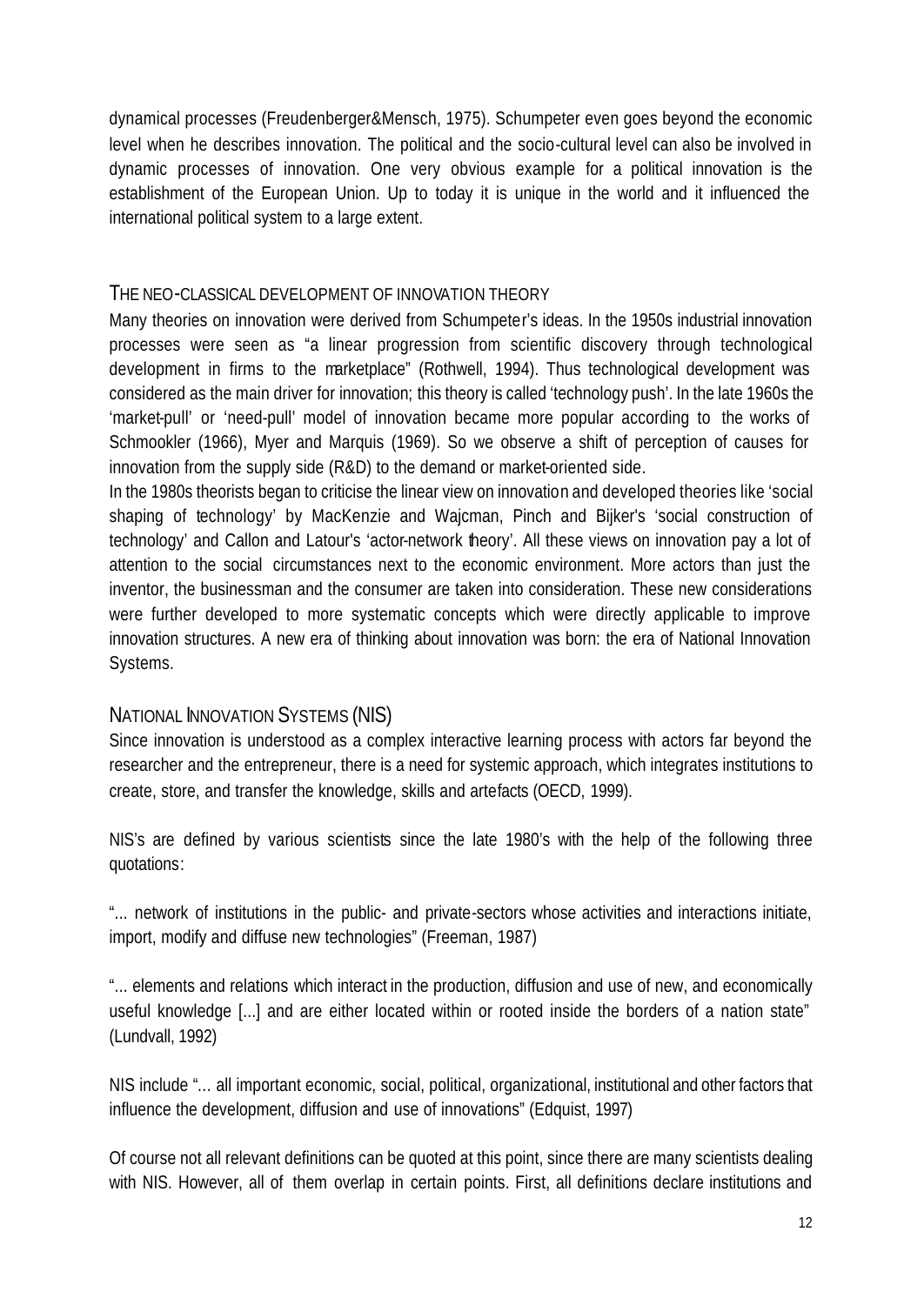dynamical processes (Freudenberger&Mensch, 1975). Schumpeter even goes beyond the economic level when he describes innovation. The political and the socio-cultural level can also be involved in dynamic processes of innovation. One very obvious example for a political innovation is the establishment of the European Union. Up to today it is unique in the world and it influenced the international political system to a large extent.

## THE NEO-CLASSICAL DEVELOPMENT OF INNOVATION THEORY

Many theories on innovation were derived from Schumpeter's ideas. In the 1950s industrial innovation processes were seen as "a linear progression from scientific discovery through technological development in firms to the marketplace" (Rothwell, 1994). Thus technological development was considered as the main driver for innovation; this theory is called 'technology push'. In the late 1960s the 'market-pull' or 'need-pull' model of innovation became more popular according to the works of Schmookler (1966), Myer and Marquis (1969). So we observe a shift of perception of causes for innovation from the supply side (R&D) to the demand or market-oriented side.

In the 1980s theorists began to criticise the linear view on innovation and developed theories like 'social shaping of technology' by MacKenzie and Wajcman, Pinch and Bijker's 'social construction of technology' and Callon and Latour's 'actor-network theory'. All these views on innovation pay a lot of attention to the social circumstances next to the economic environment. More actors than just the inventor, the businessman and the consumer are taken into consideration. These new considerations were further developed to more systematic concepts which were directly applicable to improve innovation structures. A new era of thinking about innovation was born: the era of National Innovation Systems.

## NATIONAL INNOVATION SYSTEMS (NIS)

Since innovation is understood as a complex interactive learning process with actors far beyond the researcher and the entrepreneur, there is a need for systemic approach, which integrates institutions to create, store, and transfer the knowledge, skills and artefacts (OECD, 1999).

NIS's are defined by various scientists since the late 1980's with the help of the following three quotations:

"... network of institutions in the public- and private-sectors whose activities and interactions initiate, import, modify and diffuse new technologies" (Freeman, 1987)

"... elements and relations which interact in the production, diffusion and use of new, and economically useful knowledge [...] and are either located within or rooted inside the borders of a nation state" (Lundvall, 1992)

NIS include "... all important economic, social, political, organizational, institutional and other factors that influence the development, diffusion and use of innovations" (Edquist, 1997)

Of course not all relevant definitions can be quoted at this point, since there are many scientists dealing with NIS. However, all of them overlap in certain points. First, all definitions declare institutions and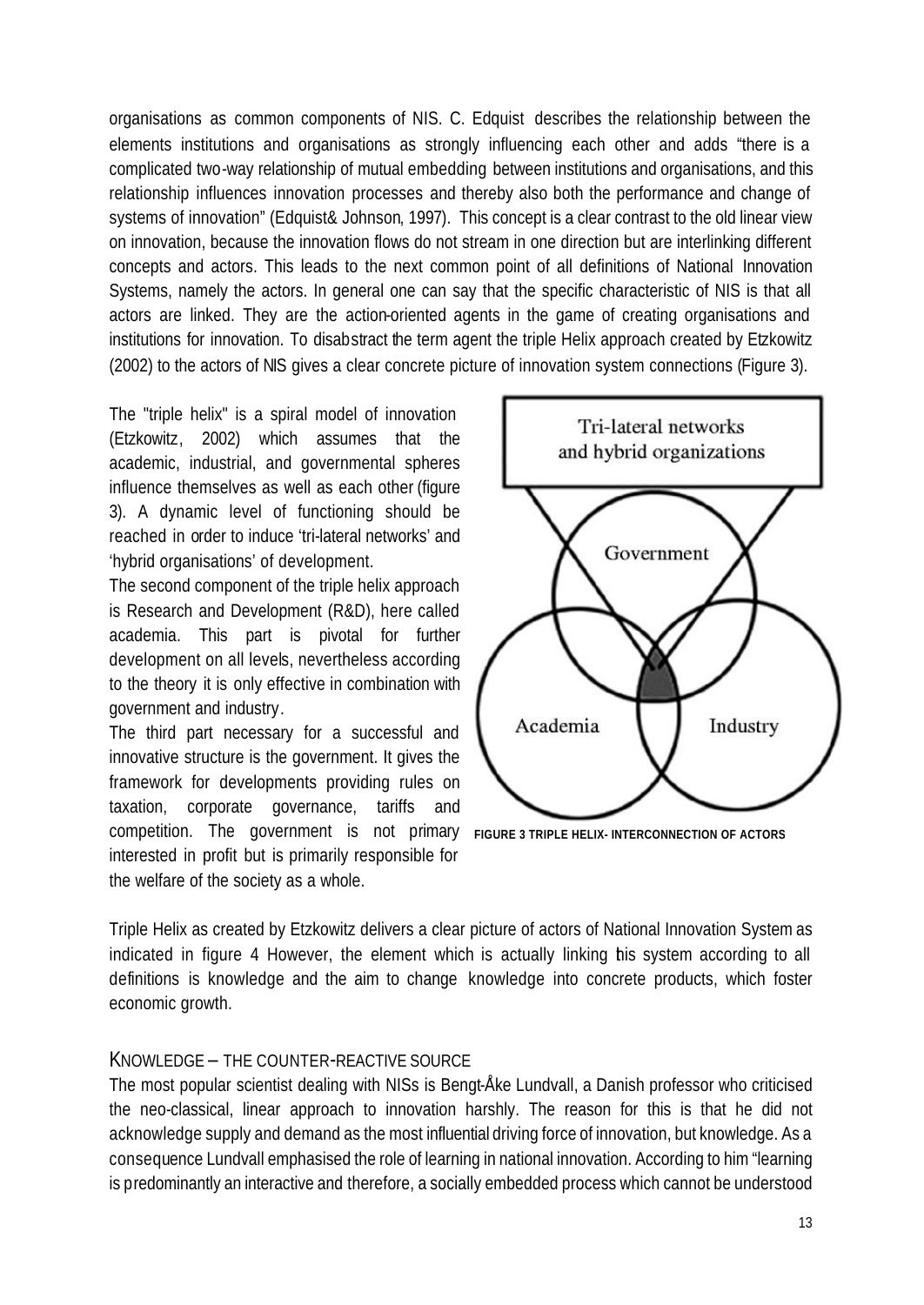organisations as common components of NIS. C. Edquist describes the relationship between the elements institutions and organisations as strongly influencing each other and adds "there is a complicated two-way relationship of mutual embedding between institutions and organisations, and this relationship influences innovation processes and thereby also both the performance and change of systems of innovation" (Edquist& Johnson, 1997). This concept is a clear contrast to the old linear view on innovation, because the innovation flows do not stream in one direction but are interlinking different concepts and actors. This leads to the next common point of all definitions of National Innovation Systems, namely the actors. In general one can say that the specific characteristic of NIS is that all actors are linked. They are the action-oriented agents in the game of creating organisations and institutions for innovation. To disabstract the term agent the triple Helix approach created by Etzkowitz (2002) to the actors of NIS gives a clear concrete picture of innovation system connections (Figure 3).

The "triple helix" is a spiral model of innovation (Etzkowitz, 2002) which assumes that the academic, industrial, and governmental spheres influence themselves as well as each other (figure 3). A dynamic level of functioning should be reached in order to induce 'tri-lateral networks' and 'hybrid organisations' of development.

The second component of the triple helix approach is Research and Development (R&D), here called academia. This part is pivotal for further development on all levels, nevertheless according to the theory it is only effective in combination with government and industry.

The third part necessary for a successful and innovative structure is the government. It gives the framework for developments providing rules on taxation, corporate governance, tariffs and competition. The government is not primary interested in profit but is primarily responsible for the welfare of the society as a whole.

Tri-lateral networks and hybrid organizations

Government

Academia

Industry

**FIGURE 3 TRIPLE HELIX- INTERCONNECTION OF ACTORS**

Triple Helix as created by Etzkowitz delivers a clear picture of actors of National Innovation System as indicated in figure 4 However, the element which is actually linking this system according to all definitions is knowledge and the aim to change knowledge into concrete products, which foster economic growth.

## KNOWLEDGE – THE COUNTER-REACTIVE SOURCE

The most popular scientist dealing with NISs is Bengt-Åke Lundvall, a Danish professor who criticised the neo-classical, linear approach to innovation harshly. The reason for this is that he did not acknowledge supply and demand as the most influential driving force of innovation, but knowledge. As a consequence Lundvall emphasised the role of learning in national innovation. According to him "learning is predominantly an interactive and therefore, a socially embedded process which cannot be understood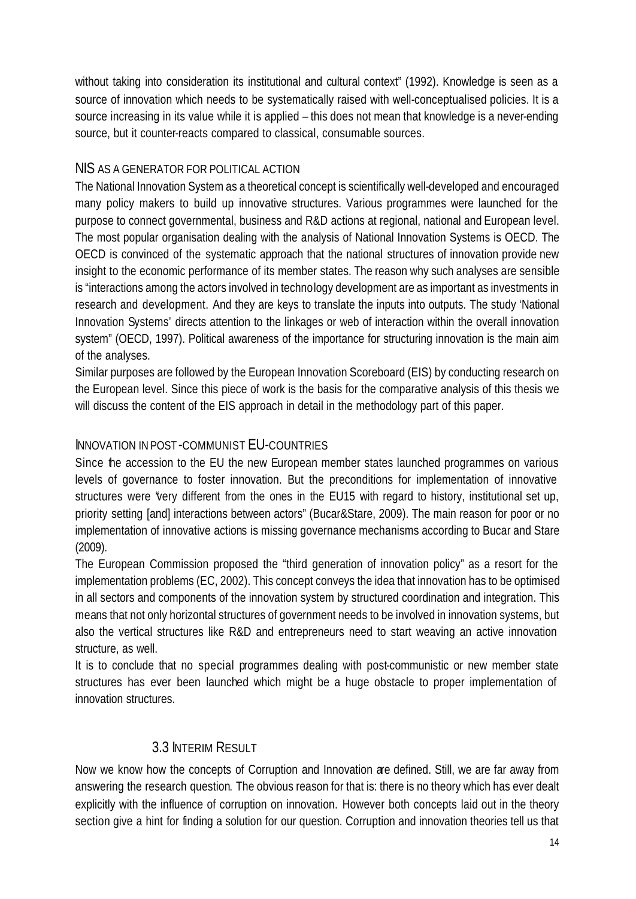without taking into consideration its institutional and cultural context" (1992). Knowledge is seen as a source of innovation which needs to be systematically raised with well-conceptualised policies. It is a source increasing in its value while it is applied – this does not mean that knowledge is a never-ending source, but it counter-reacts compared to classical, consumable sources.

### NIS AS A GENERATOR FOR POLITICAL ACTION

The National Innovation System as a theoretical concept is scientifically well-developed and encouraged many policy makers to build up innovative structures. Various programmes were launched for the purpose to connect governmental, business and R&D actions at regional, national and European level. The most popular organisation dealing with the analysis of National Innovation Systems is OECD. The OECD is convinced of the systematic approach that the national structures of innovation provide new insight to the economic performance of its member states. The reason why such analyses are sensible is "interactions among the actors involved in technology development are as important as investments in research and development. And they are keys to translate the inputs into outputs. The study 'National Innovation Systems' directs attention to the linkages or web of interaction within the overall innovation system" (OECD, 1997). Political awareness of the importance for structuring innovation is the main aim of the analyses.

Similar purposes are followed by the European Innovation Scoreboard (EIS) by conducting research on the European level. Since this piece of work is the basis for the comparative analysis of this thesis we will discuss the content of the EIS approach in detail in the methodology part of this paper.

### INNOVATION IN POST-COMMUNIST EU-COUNTRIES

Since the accession to the EU the new European member states launched programmes on various levels of governance to foster innovation. But the preconditions for implementation of innovative structures were "very different from the ones in the EU15 with regard to history, institutional set up, priority setting [and] interactions between actors" (Bucar&Stare, 2009). The main reason for poor or no implementation of innovative actions is missing governance mechanisms according to Bucar and Stare (2009).

The European Commission proposed the "third generation of innovation policy" as a resort for the implementation problems (EC, 2002). This concept conveys the idea that innovation has to be optimised in all sectors and components of the innovation system by structured coordination and integration. This means that not only horizontal structures of government needs to be involved in innovation systems, but also the vertical structures like R&D and entrepreneurs need to start weaving an active innovation structure, as well.

It is to conclude that no special programmes dealing with post-communistic or new member state structures has ever been launched which might be a huge obstacle to proper implementation of innovation structures.

## 3.3 INTERIM RESULT

Now we know how the concepts of Corruption and Innovation are defined. Still, we are far away from answering the research question. The obvious reason for that is: there is no theory which has ever dealt explicitly with the influence of corruption on innovation. However both concepts laid out in the theory section give a hint for finding a solution for our question. Corruption and innovation theories tell us that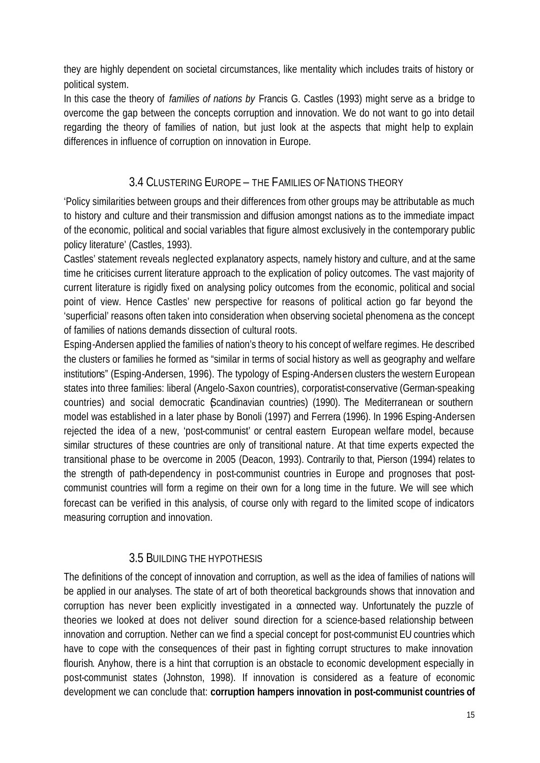they are highly dependent on societal circumstances, like mentality which includes traits of history or political system.

In this case the theory of *families of nations by* Francis G. Castles (1993) might serve as a bridge to overcome the gap between the concepts corruption and innovation. We do not want to go into detail regarding the theory of families of nation, but just look at the aspects that might help to explain differences in influence of corruption on innovation in Europe.

## 3.4 Clustering Europe – the Families of Nations theory

'Policy similarities between groups and their differences from other groups may be attributable as much to history and culture and their transmission and diffusion amongst nations as to the immediate impact of the economic, political and social variables that figure almost exclusively in the contemporary public policy literature' (Castles, 1993).

Castles' statement reveals neglected explanatory aspects, namely history and culture, and at the same time he criticises current literature approach to the explication of policy outcomes. The vast majority of current literature is rigidly fixed on analysing policy outcomes from the economic, political and social point of view. Hence Castles' new perspective for reasons of political action go far beyond the 'superficial' reasons often taken into consideration when observing societal phenomena as the concept of families of nations demands dissection of cultural roots.

Esping-Andersen applied the families of nation's theory to his concept of welfare regimes. He described the clusters or families he formed as "similar in terms of social history as well as geography and welfare institutions" (Esping-Andersen, 1996). The typology of Esping-Andersen clusters the western European states into three families: liberal (Angelo-Saxon countries), corporatist-conservative (German-speaking countries) and social democratic (Scandinavian countries) (1990). The Mediterranean or southern model was established in a later phase by Bonoli (1997) and Ferrera (1996). In 1996 Esping-Andersen rejected the idea of a new, 'post-communist' or central eastern European welfare model, because similar structures of these countries are only of transitional nature. At that time experts expected the transitional phase to be overcome in 2005 (Deacon, 1993). Contrarily to that, Pierson (1994) relates to the strength of path-dependency in post-communist countries in Europe and prognoses that post-communist countries will form a regime on their own for a long time in the future. We will see which forecast can be verified in this analysis, of course only with regard to the limited scope of indicators measuring corruption and innovation.

## 3.5 Building the hypothesis

The definitions of the concept of innovation and corruption, as well as the idea of families of nations will be applied in our analyses. The state of art of both theoretical backgrounds shows that innovation and corruption has never been explicitly investigated in a connected way. Unfortunately the puzzle of theories we looked at does not deliver sound direction for a science-based relationship between innovation and corruption. Nether can we find a special concept for post-communist EU countries which have to cope with the consequences of their past in fighting corrupt structures to make innovation flourish. Anyhow, there is a hint that corruption is an obstacle to economic development especially in post-communist states (Johnston, 1998). If innovation is considered as a feature of economic development we can conclude that: **corruption hampers innovation in post-communist countries of**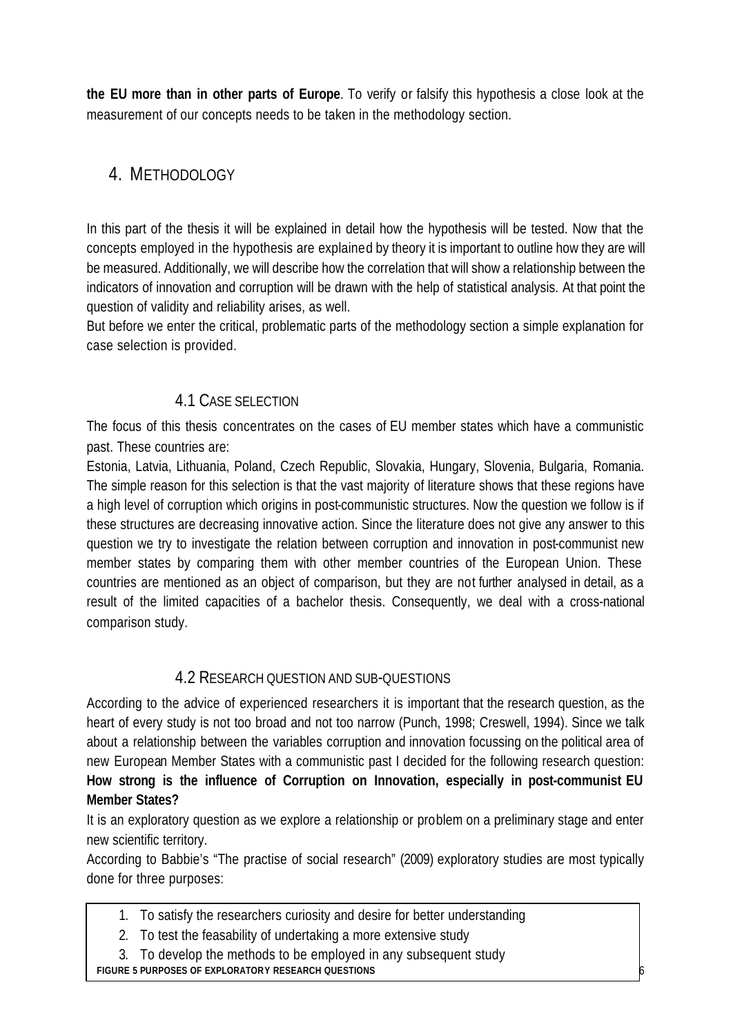**the EU more than in other parts of Europe**. To verify or falsify this hypothesis a close look at the measurement of our concepts needs to be taken in the methodology section.

# 4. METHODOLOGY

In this part of the thesis it will be explained in detail how the hypothesis will be tested. Now that the concepts employed in the hypothesis are explained by theory it is important to outline how they are will be measured. Additionally, we will describe how the correlation that will show a relationship between the indicators of innovation and corruption will be drawn with the help of statistical analysis. At that point the question of validity and reliability arises, as well.

But before we enter the critical, problematic parts of the methodology section a simple explanation for case selection is provided.

## 4.1 CASE SELECTION

The focus of this thesis concentrates on the cases of EU member states which have a communistic past. These countries are:

Estonia, Latvia, Lithuania, Poland, Czech Republic, Slovakia, Hungary, Slovenia, Bulgaria, Romania. The simple reason for this selection is that the vast majority of literature shows that these regions have a high level of corruption which origins in post-communistic structures. Now the question we follow is if these structures are decreasing innovative action. Since the literature does not give any answer to this question we try to investigate the relation between corruption and innovation in post-communist new member states by comparing them with other member countries of the European Union. These countries are mentioned as an object of comparison, but they are not further analysed in detail, as a result of the limited capacities of a bachelor thesis. Consequently, we deal with a cross-national comparison study.

## 4.2 RESEARCH QUESTION AND SUB-QUESTIONS

According to the advice of experienced researchers it is important that the research question, as the heart of every study is not too broad and not too narrow (Punch, 1998; Creswell, 1994). Since we talk about a relationship between the variables corruption and innovation focussing on the political area of new European Member States with a communistic past I decided for the following research question:

**How strong is the influence of Corruption on Innovation, especially in post-communist EU Member States?**

It is an exploratory question as we explore a relationship or problem on a preliminary stage and enter new scientific territory.

According to Babbie's "The practise of social research" (2009) exploratory studies are most typically done for three purposes:

1. To satisfy the researchers curiosity and desire for better understanding
2. To test the feasability of undertaking a more extensive study
3. To develop the methods to be employed in any subsequent study

**FIGURE 5 PURPOSES OF EXPLORATORY RESEARCH QUESTIONS**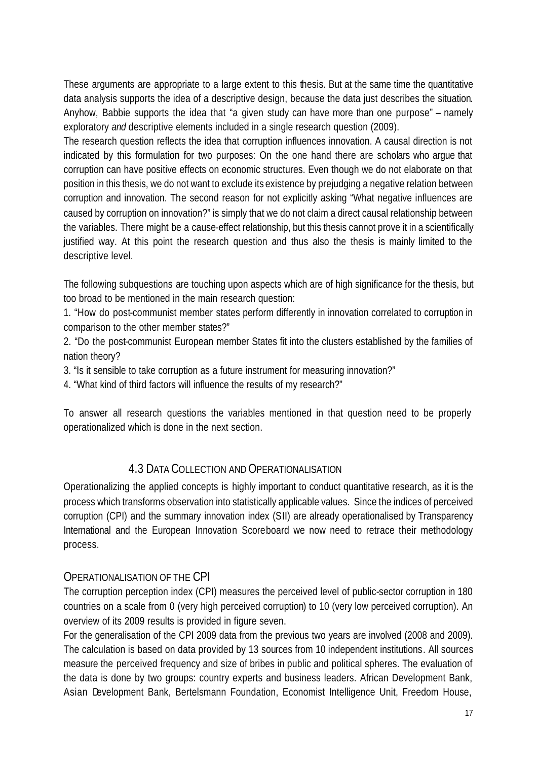These arguments are appropriate to a large extent to this thesis. But at the same time the quantitative data analysis supports the idea of a descriptive design, because the data just describes the situation. Anyhow, Babbie supports the idea that "a given study can have more than one purpose" – namely exploratory *and* descriptive elements included in a single research question (2009).

The research question reflects the idea that corruption influences innovation. A causal direction is not indicated by this formulation for two purposes: On the one hand there are scholars who argue that corruption can have positive effects on economic structures. Even though we do not elaborate on that position in this thesis, we do not want to exclude its existence by prejudging a negative relation between corruption and innovation. The second reason for not explicitly asking "What negative influences are caused by corruption on innovation?" is simply that we do not claim a direct causal relationship between the variables. There might be a cause-effect relationship, but this thesis cannot prove it in a scientifically justified way. At this point the research question and thus also the thesis is mainly limited to the descriptive level.

The following subquestions are touching upon aspects which are of high significance for the thesis, but too broad to be mentioned in the main research question:

1. "How do post-communist member states perform differently in innovation correlated to corruption in comparison to the other member states?"
2. "Do the post-communist European member States fit into the clusters established by the families of nation theory?
3. "Is it sensible to take corruption as a future instrument for measuring innovation?"
4. "What kind of third factors will influence the results of my research?"

To answer all research questions the variables mentioned in that question need to be properly operationalized which is done in the next section.

## 4.3 Data Collection and Operationalisation

Operationalizing the applied concepts is highly important to conduct quantitative research, as it is the process which transforms observation into statistically applicable values. Since the indices of perceived corruption (CPI) and the summary innovation index (SII) are already operationalised by Transparency International and the European Innovation Scoreboard we now need to retrace their methodology process.

### Operationalisation of the CPI

The corruption perception index (CPI) measures the perceived level of public-sector corruption in 180 countries on a scale from 0 (very high perceived corruption) to 10 (very low perceived corruption). An overview of its 2009 results is provided in figure seven.

For the generalisation of the CPI 2009 data from the previous two years are involved (2008 and 2009). The calculation is based on data provided by 13 sources from 10 independent institutions. All sources measure the perceived frequency and size of bribes in public and political spheres. The evaluation of the data is done by two groups: country experts and business leaders. African Development Bank, Asian Development Bank, Bertelsmann Foundation, Economist Intelligence Unit, Freedom House,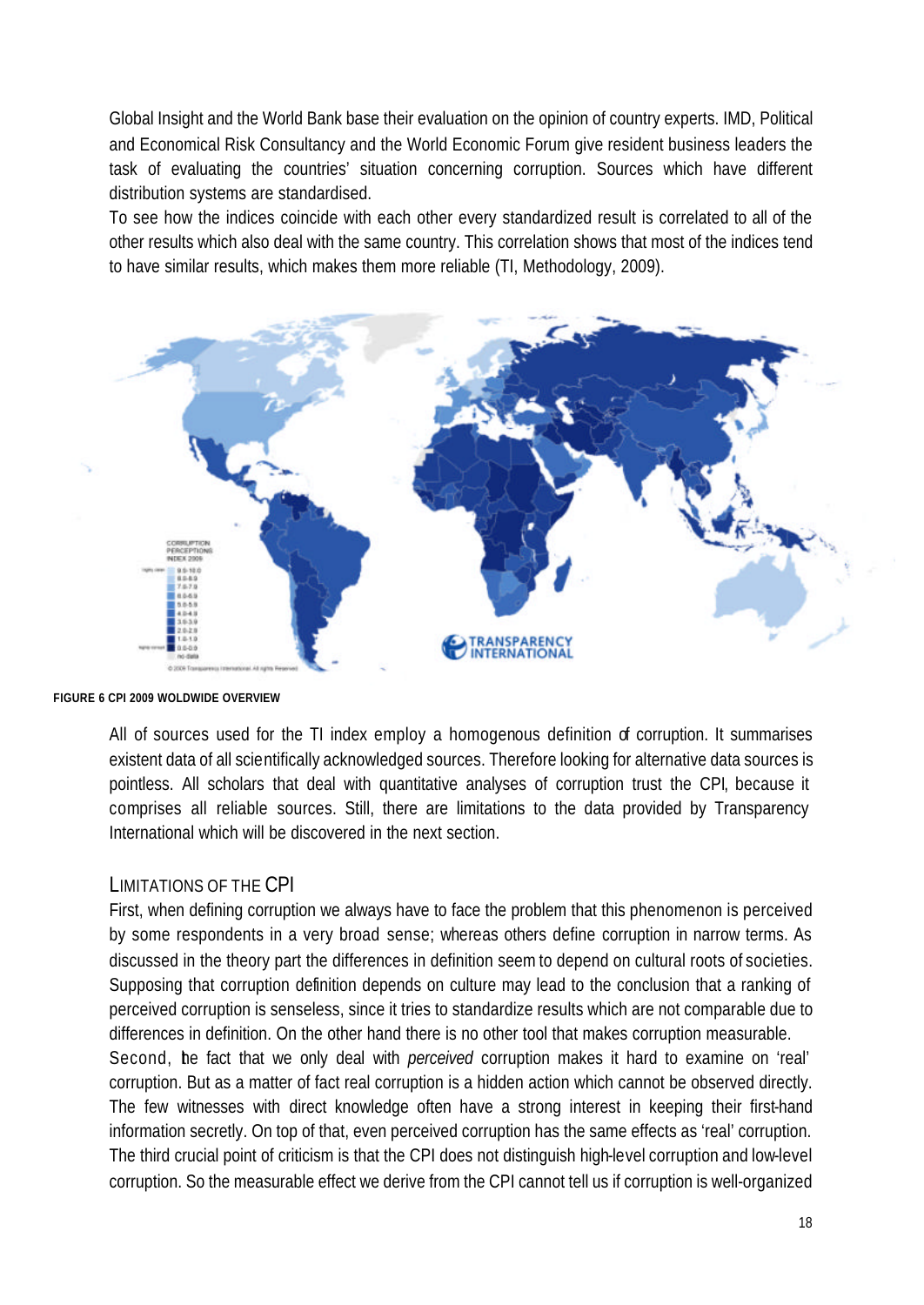Global Insight and the World Bank base their evaluation on the opinion of country experts. IMD, Political and Economical Risk Consultancy and the World Economic Forum give resident business leaders the task of evaluating the countries' situation concerning corruption. Sources which have different distribution systems are standardised.

To see how the indices coincide with each other every standardized result is correlated to all of the other results which also deal with the same country. This correlation shows that most of the indices tend to have similar results, which makes them more reliable (TI, Methodology, 2009).

**FIGURE 6 CPI 2009 WOLDWIDE OVERVIEW**

All of sources used for the TI index employ a homogenous definition of corruption. It summarises existent data of all scientifically acknowledged sources. Therefore looking for alternative data sources is pointless. All scholars that deal with quantitative analyses of corruption trust the CPI, because it comprises all reliable sources. Still, there are limitations to the data provided by Transparency International which will be discovered in the next section.

## LIMITATIONS OF THE CPI

First, when defining corruption we always have to face the problem that this phenomenon is perceived by some respondents in a very broad sense; whereas others define corruption in narrow terms. As discussed in the theory part the differences in definition seem to depend on cultural roots of societies. Supposing that corruption definition depends on culture may lead to the conclusion that a ranking of perceived corruption is senseless, since it tries to standardize results which are not comparable due to differences in definition. On the other hand there is no other tool that makes corruption measurable.

Second, the fact that we only deal with *perceived* corruption makes it hard to examine on 'real' corruption. But as a matter of fact real corruption is a hidden action which cannot be observed directly. The few witnesses with direct knowledge often have a strong interest in keeping their first-hand information secretly. On top of that, even perceived corruption has the same effects as 'real' corruption.

The third crucial point of criticism is that the CPI does not distinguish high-level corruption and low-level corruption. So the measurable effect we derive from the CPI cannot tell us if corruption is well-organized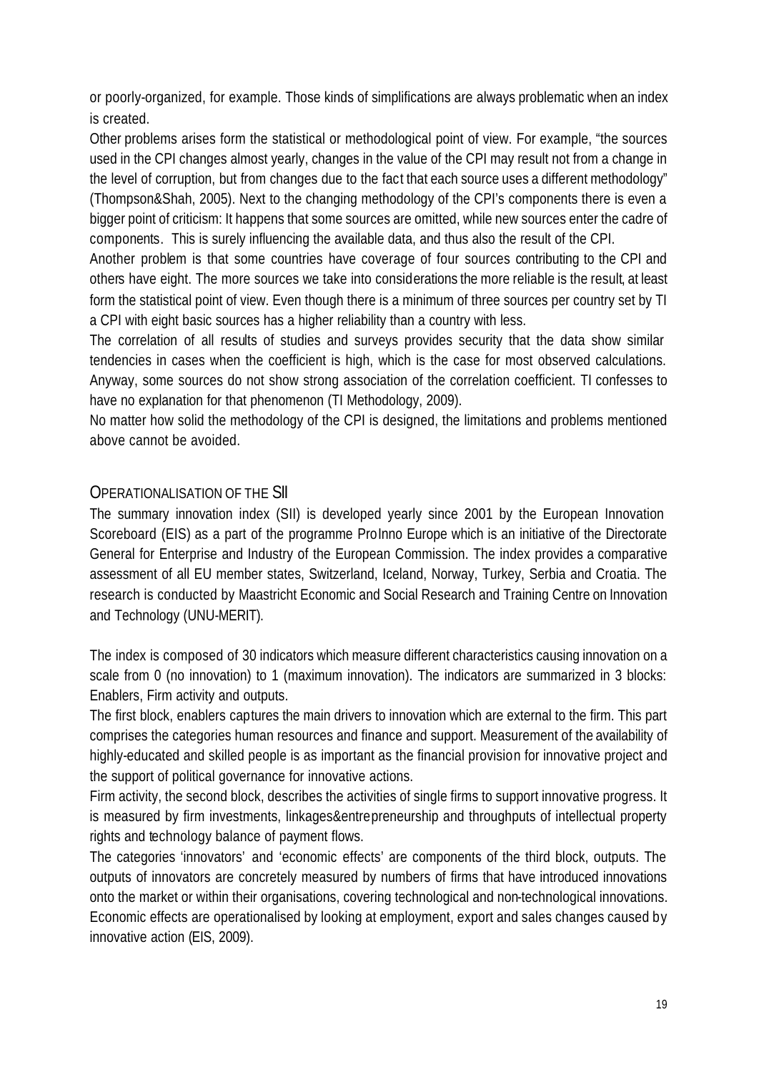or poorly-organized, for example. Those kinds of simplifications are always problematic when an index is created.

Other problems arises form the statistical or methodological point of view. For example, "the sources used in the CPI changes almost yearly, changes in the value of the CPI may result not from a change in the level of corruption, but from changes due to the fact that each source uses a different methodology" (Thompson&Shah, 2005). Next to the changing methodology of the CPI's components there is even a bigger point of criticism: It happens that some sources are omitted, while new sources enter the cadre of components. This is surely influencing the available data, and thus also the result of the CPI.

Another problem is that some countries have coverage of four sources contributing to the CPI and others have eight. The more sources we take into considerations the more reliable is the result, at least form the statistical point of view. Even though there is a minimum of three sources per country set by TI a CPI with eight basic sources has a higher reliability than a country with less.

The correlation of all results of studies and surveys provides security that the data show similar tendencies in cases when the coefficient is high, which is the case for most observed calculations. Anyway, some sources do not show strong association of the correlation coefficient. TI confesses to have no explanation for that phenomenon (TI Methodology, 2009).

No matter how solid the methodology of the CPI is designed, the limitations and problems mentioned above cannot be avoided.

## Operationalisation of the SII

The summary innovation index (SII) is developed yearly since 2001 by the European Innovation Scoreboard (EIS) as a part of the programme ProInno Europe which is an initiative of the Directorate General for Enterprise and Industry of the European Commission. The index provides a comparative assessment of all EU member states, Switzerland, Iceland, Norway, Turkey, Serbia and Croatia. The research is conducted by Maastricht Economic and Social Research and Training Centre on Innovation and Technology (UNU-MERIT).

The index is composed of 30 indicators which measure different characteristics causing innovation on a scale from 0 (no innovation) to 1 (maximum innovation). The indicators are summarized in 3 blocks: Enablers, Firm activity and outputs.

The first block, enablers captures the main drivers to innovation which are external to the firm. This part comprises the categories human resources and finance and support. Measurement of the availability of highly-educated and skilled people is as important as the financial provision for innovative project and the support of political governance for innovative actions.

Firm activity, the second block, describes the activities of single firms to support innovative progress. It is measured by firm investments, linkages&entrepreneurship and throughputs of intellectual property rights and technology balance of payment flows.

The categories 'innovators' and 'economic effects' are components of the third block, outputs. The outputs of innovators are concretely measured by numbers of firms that have introduced innovations onto the market or within their organisations, covering technological and non-technological innovations. Economic effects are operationalised by looking at employment, export and sales changes caused by innovative action (EIS, 2009).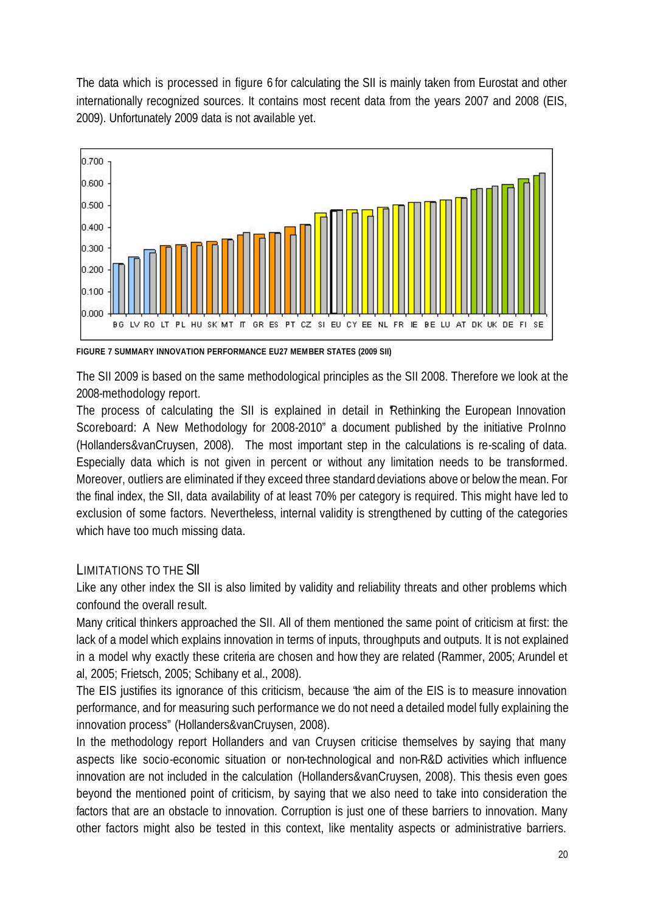The data which is processed in figure 6 for calculating the SII is mainly taken from Eurostat and other internationally recognized sources. It contains most recent data from the years 2007 and 2008 (EIS, 2009). Unfortunately 2009 data is not available yet.

**FIGURE 7 SUMMARY INNOVATION PERFORMANCE EU27 MEMBER STATES (2009 SII)**

The SII 2009 is based on the same methodological principles as the SII 2008. Therefore we look at the 2008-methodology report.

The process of calculating the SII is explained in detail in "Rethinking the European Innovation Scoreboard: A New Methodology for 2008-2010" a document published by the initiative ProInno (Hollanders&vanCruysen, 2008). The most important step in the calculations is re-scaling of data. Especially data which is not given in percent or without any limitation needs to be transformed. Moreover, outliers are eliminated if they exceed three standard deviations above or below the mean. For the final index, the SII, data availability of at least 70% per category is required. This might have led to exclusion of some factors. Nevertheless, internal validity is strengthened by cutting of the categories which have too much missing data.

### LIMITATIONS TO THE SII

Like any other index the SII is also limited by validity and reliability threats and other problems which confound the overall result.

Many critical thinkers approached the SII. All of them mentioned the same point of criticism at first: the lack of a model which explains innovation in terms of inputs, throughputs and outputs. It is not explained in a model why exactly these criteria are chosen and how they are related (Rammer, 2005; Arundel et al, 2005; Frietsch, 2005; Schibany et al., 2008).

The EIS justifies its ignorance of this criticism, because "the aim of the EIS is to measure innovation performance, and for measuring such performance we do not need a detailed model fully explaining the innovation process" (Hollanders&vanCruysen, 2008).

In the methodology report Hollanders and van Cruysen criticise themselves by saying that many aspects like socio-economic situation or non-technological and non-R&D activities which influence innovation are not included in the calculation (Hollanders&vanCruysen, 2008). This thesis even goes beyond the mentioned point of criticism, by saying that we also need to take into consideration the factors that are an obstacle to innovation. Corruption is just one of these barriers to innovation. Many other factors might also be tested in this context, like mentality aspects or administrative barriers.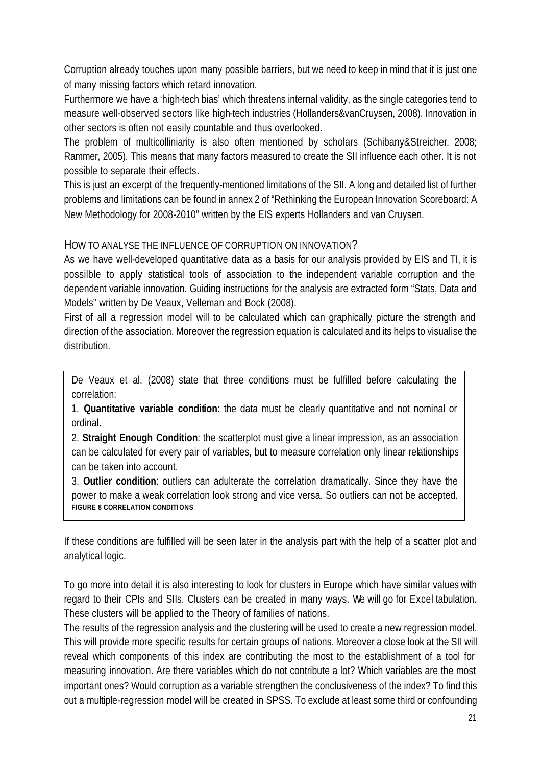Corruption already touches upon many possible barriers, but we need to keep in mind that it is just one of many missing factors which retard innovation.

Furthermore we have a 'high-tech bias' which threatens internal validity, as the single categories tend to measure well-observed sectors like high-tech industries (Hollanders&vanCruysen, 2008). Innovation in other sectors is often not easily countable and thus overlooked.

The problem of multicolliniarity is also often mentioned by scholars (Schibany&Streicher, 2008; Rammer, 2005). This means that many factors measured to create the SII influence each other. It is not possible to separate their effects.

This is just an excerpt of the frequently-mentioned limitations of the SII. A long and detailed list of further problems and limitations can be found in annex 2 of "Rethinking the European Innovation Scoreboard: A New Methodology for 2008-2010" written by the EIS experts Hollanders and van Cruysen.

## HOW TO ANALYSE THE INFLUENCE OF CORRUPTION ON INNOVATION?

As we have well-developed quantitative data as a basis for our analysis provided by EIS and TI, it is possilble to apply statistical tools of association to the independent variable corruption and the dependent variable innovation. Guiding instructions for the analysis are extracted form "Stats, Data and Models" written by De Veaux, Velleman and Bock (2008).

First of all a regression model will to be calculated which can graphically picture the strength and direction of the association. Moreover the regression equation is calculated and its helps to visualise the distribution.

> De Veaux et al. (2008) state that three conditions must be fulfilled before calculating the correlation:
>
> 1. **Quantitative variable condition**: the data must be clearly quantitative and not nominal or ordinal.
> 2. **Straight Enough Condition**: the scatterplot must give a linear impression, as an association can be calculated for every pair of variables, but to measure correlation only linear relationships can be taken into account.
> 3. **Outlier condition**: outliers can adulterate the correlation dramatically. Since they have the power to make a weak correlation look strong and vice versa. So outliers can not be accepted.
>
> **FIGURE 8 CORRELATION CONDITIONS**

If these conditions are fulfilled will be seen later in the analysis part with the help of a scatter plot and analytical logic.

To go more into detail it is also interesting to look for clusters in Europe which have similar values with regard to their CPIs and SIIs. Clusters can be created in many ways. We will go for Excel tabulation. These clusters will be applied to the Theory of families of nations.

The results of the regression analysis and the clustering will be used to create a new regression model. This will provide more specific results for certain groups of nations. Moreover a close look at the SII will reveal which components of this index are contributing the most to the establishment of a tool for measuring innovation. Are there variables which do not contribute a lot? Which variables are the most important ones? Would corruption as a variable strengthen the conclusiveness of the index? To find this out a multiple-regression model will be created in SPSS. To exclude at least some third or confounding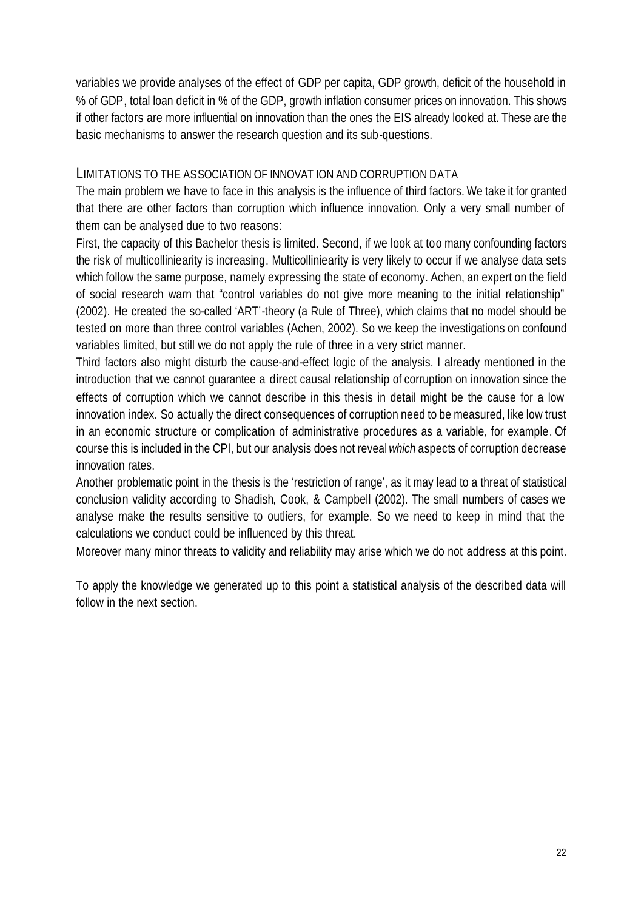variables we provide analyses of the effect of GDP per capita, GDP growth, deficit of the household in % of GDP, total loan deficit in % of the GDP, growth inflation consumer prices on innovation. This shows if other factors are more influential on innovation than the ones the EIS already looked at. These are the basic mechanisms to answer the research question and its sub-questions.

## LIMITATIONS TO THE ASSOCIATION OF INNOVATION AND CORRUPTION DATA

The main problem we have to face in this analysis is the influence of third factors. We take it for granted that there are other factors than corruption which influence innovation. Only a very small number of them can be analysed due to two reasons:

First, the capacity of this Bachelor thesis is limited. Second, if we look at too many confounding factors the risk of multicollinieararity is increasing. Multicollinieararity is very likely to occur if we analyse data sets which follow the same purpose, namely expressing the state of economy. Achen, an expert on the field of social research warn that "control variables do not give more meaning to the initial relationship" (2002). He created the so-called 'ART'-theory (a Rule of Three), which claims that no model should be tested on more than three control variables (Achen, 2002). So we keep the investigations on confound variables limited, but still we do not apply the rule of three in a very strict manner.

Third factors also might disturb the cause-and-effect logic of the analysis. I already mentioned in the introduction that we cannot guarantee a direct causal relationship of corruption on innovation since the effects of corruption which we cannot describe in this thesis in detail might be the cause for a low innovation index. So actually the direct consequences of corruption need to be measured, like low trust in an economic structure or complication of administrative procedures as a variable, for example. Of course this is included in the CPI, but our analysis does not reveal *which* aspects of corruption decrease innovation rates.

Another problematic point in the thesis is the 'restriction of range', as it may lead to a threat of statistical conclusion validity according to Shadish, Cook, & Campbell (2002). The small numbers of cases we analyse make the results sensitive to outliers, for example. So we need to keep in mind that the calculations we conduct could be influenced by this threat.

Moreover many minor threats to validity and reliability may arise which we do not address at this point.

To apply the knowledge we generated up to this point a statistical analysis of the described data will follow in the next section.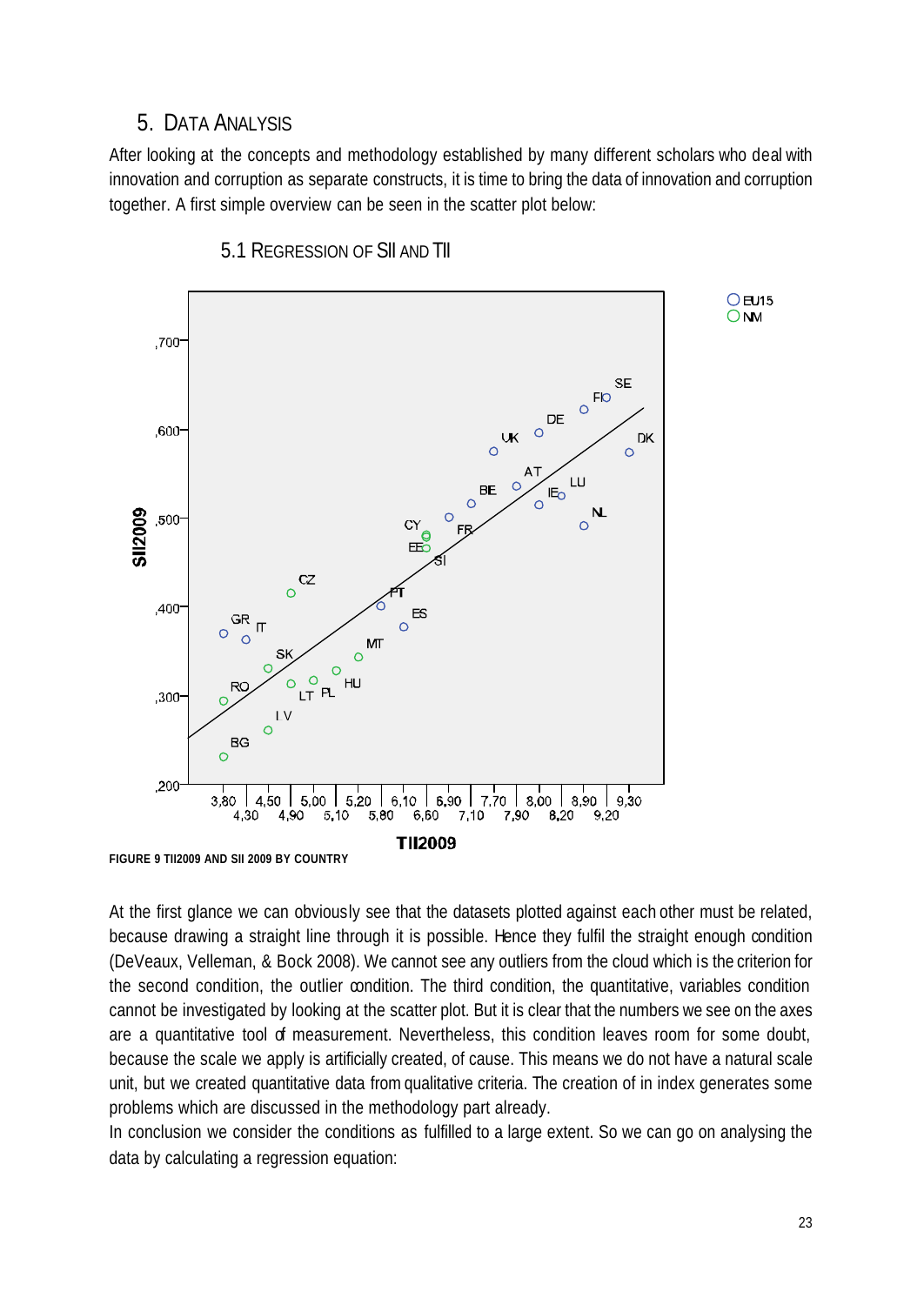## 5. Data Analysis

After looking at the concepts and methodology established by many different scholars who deal with innovation and corruption as separate constructs, it is time to bring the data of innovation and corruption together. A first simple overview can be seen in the scatter plot below:

### 5.1 Regression of SII and TII

**FIGURE 9 TII2009 AND SII 2009 BY COUNTRY**

At the first glance we can obviously see that the datasets plotted against each other must be related, because drawing a straight line through it is possible. Hence they fulfil the straight enough condition (DeVeaux, Velleman, & Bock 2008). We cannot see any outliers from the cloud which is the criterion for the second condition, the outlier condition. The third condition, the quantitative, variables condition cannot be investigated by looking at the scatter plot. But it is clear that the numbers we see on the axes are a quantitative tool of measurement. Nevertheless, this condition leaves room for some doubt, because the scale we apply is artificially created, of cause. This means we do not have a natural scale unit, but we created quantitative data from qualitative criteria. The creation of in index generates some problems which are discussed in the methodology part already.

In conclusion we consider the conditions as fulfilled to a large extent. So we can go on analysing the data by calculating a regression equation: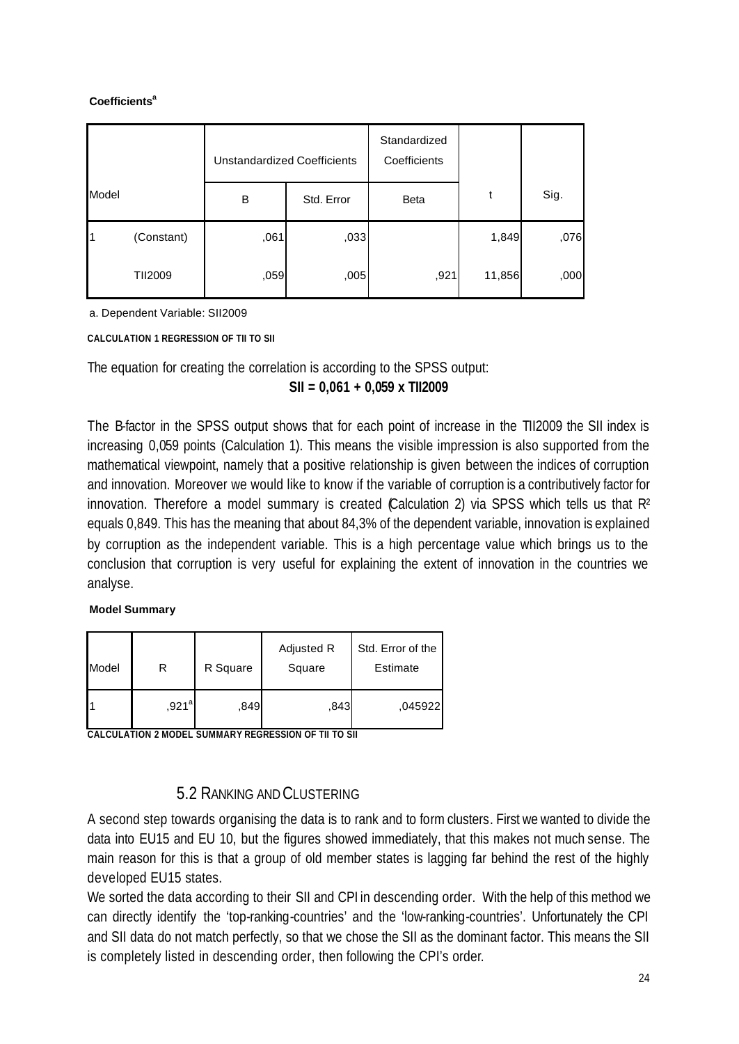**Coefficients[a]**

| Model | | Unstandardized Coefficients | | Standardized Coefficients | t | Sig. |
|---|---|---|---|---|---|---|
| | | B | Std. Error | Beta | | |
| 1 | (Constant) | ,061 | ,033 | | 1,849 | ,076 |
| | TII2009 | ,059 | ,005 | ,921 | 11,856 | ,000 |

a. Dependent Variable: SII2009

**CALCULATION 1 REGRESSION OF TII TO SII**

The equation for creating the correlation is according to the SPSS output:

**SII = 0,061 + 0,059 x TII2009**

The B-factor in the SPSS output shows that for each point of increase in the TII2009 the SII index is increasing 0,059 points (Calculation 1). This means the visible impression is also supported from the mathematical viewpoint, namely that a positive relationship is given between the indices of corruption and innovation. Moreover we would like to know if the variable of corruption is a contributively factor for innovation. Therefore a model summary is created (Calculation 2) via SPSS which tells us that $R^2$ equals 0,849. This has the meaning that about 84,3% of the dependent variable, innovation is explained by corruption as the independent variable. This is a high percentage value which brings us to the conclusion that corruption is very useful for explaining the extent of innovation in the countries we analyse.

**Model Summary**

| Model | R | R Square | Adjusted R Square | Std. Error of the Estimate |
|---|---|---|---|---|
| 1 | ,921[a] | ,849 | ,843 | ,045922 |

**CALCULATION 2 MODEL SUMMARY REGRESSION OF TII TO SII**

## 5.2 Ranking and Clustering

A second step towards organising the data is to rank and to form clusters. First we wanted to divide the data into EU15 and EU 10, but the figures showed immediately, that this makes not much sense. The main reason for this is that a group of old member states is lagging far behind the rest of the highly developed EU15 states.

We sorted the data according to their SII and CPI in descending order. With the help of this method we can directly identify the 'top-ranking-countries' and the 'low-ranking-countries'. Unfortunately the CPI and SII data do not match perfectly, so that we chose the SII as the dominant factor. This means the SII is completely listed in descending order, then following the CPI's order.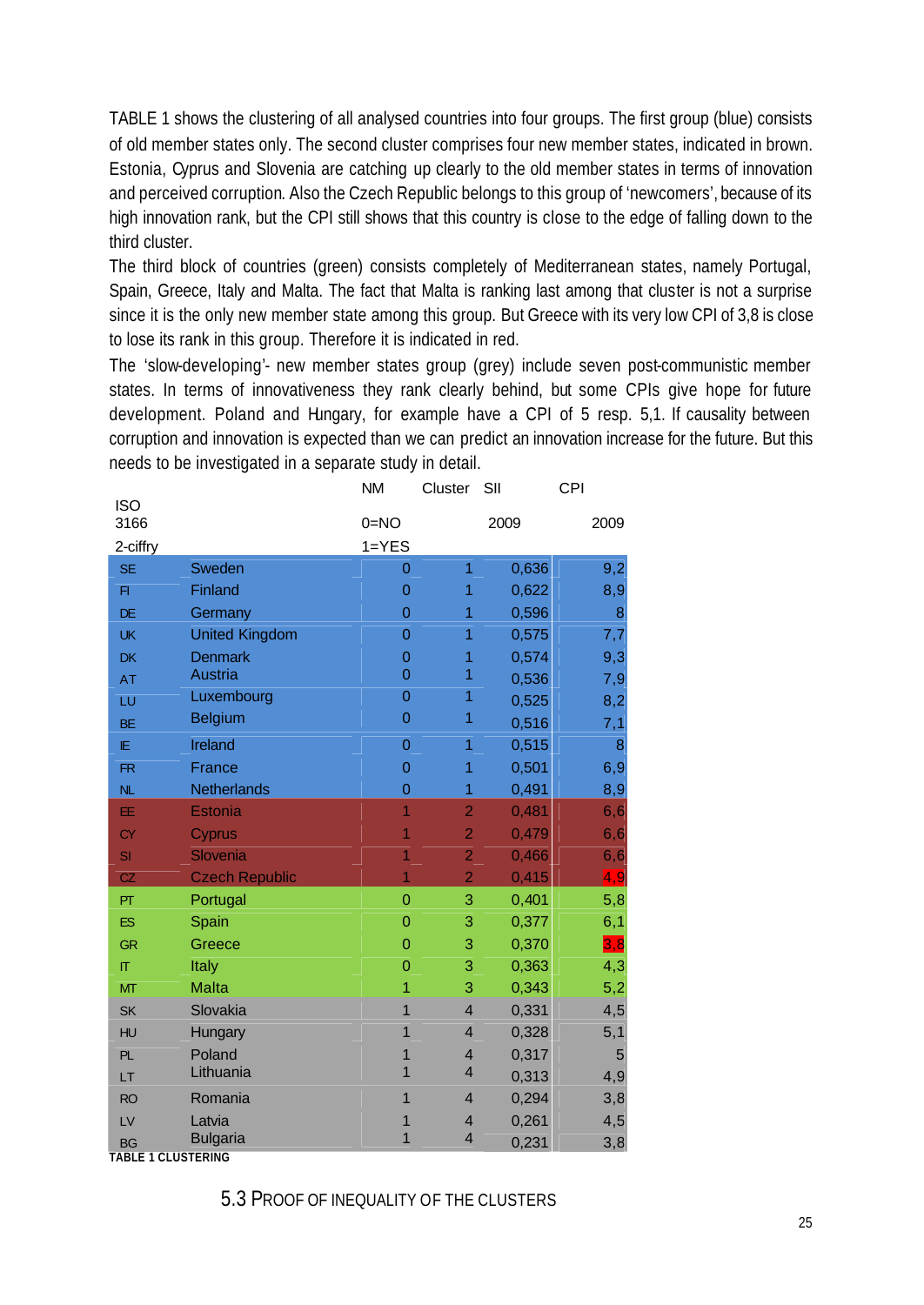TABLE 1 shows the clustering of all analysed countries into four groups. The first group (blue) consists of old member states only. The second cluster comprises four new member states, indicated in brown. Estonia, Cyprus and Slovenia are catching up clearly to the old member states in terms of innovation and perceived corruption. Also the Czech Republic belongs to this group of 'newcomers', because of its high innovation rank, but the CPI still shows that this country is close to the edge of falling down to the third cluster.

The third block of countries (green) consists completely of Mediterranean states, namely Portugal, Spain, Greece, Italy and Malta. The fact that Malta is ranking last among that cluster is not a surprise since it is the only new member state among this group. But Greece with its very low CPI of 3,8 is close to lose its rank in this group. Therefore it is indicated in red.

The 'slow-developing'- new member states group (grey) include seven post-communistic member states. In terms of innovativeness they rank clearly behind, but some CPIs give hope for future development. Poland and Hungary, for example have a CPI of 5 resp. 5,1. If causality between corruption and innovation is expected than we can predict an innovation increase for the future. But this needs to be investigated in a separate study in detail.

| ISO 3166 2-ciffry | | NM 0=NO 1=YES | Cluster | SII 2009 | CPI 2009 |
|---|---|---|---|---|---|
| SE | Sweden | 0 | 1 | 0,636 | 9,2 |
| FI | Finland | 0 | 1 | 0,622 | 8,9 |
| DE | Germany | 0 | 1 | 0,596 | 8 |
| UK | United Kingdom | 0 | 1 | 0,575 | 7,7 |
| DK | Denmark | 0 | 1 | 0,574 | 9,3 |
| AT | Austria | 0 | 1 | 0,536 | 7,9 |
| LU | Luxembourg | 0 | 1 | 0,525 | 8,2 |
| BE | Belgium | 0 | 1 | 0,516 | 7,1 |
| IE | Ireland | 0 | 1 | 0,515 | 8 |
| FR | France | 0 | 1 | 0,501 | 6,9 |
| NL | Netherlands | 0 | 1 | 0,491 | 8,9 |
| EE | Estonia | 1 | 2 | 0,481 | 6,6 |
| CY | Cyprus | 1 | 2 | 0,479 | 6,6 |
| SI | Slovenia | 1 | 2 | 0,466 | 6,6 |
| CZ | Czech Republic | 1 | 2 | 0,415 | 4,9 |
| PT | Portugal | 0 | 3 | 0,401 | 5,8 |
| ES | Spain | 0 | 3 | 0,377 | 6,1 |
| GR | Greece | 0 | 3 | 0,370 | 3,8 |
| IT | Italy | 0 | 3 | 0,363 | 4,3 |
| MT | Malta | 1 | 3 | 0,343 | 5,2 |
| SK | Slovakia | 1 | 4 | 0,331 | 4,5 |
| HU | Hungary | 1 | 4 | 0,328 | 5,1 |
| PL | Poland | 1 | 4 | 0,317 | 5 |
| LT | Lithuania | 1 | 4 | 0,313 | 4,9 |
| RO | Romania | 1 | 4 | 0,294 | 3,8 |
| LV | Latvia | 1 | 4 | 0,261 | 4,5 |
| BG | Bulgaria | 1 | 4 | 0,231 | 3,8 |

**TABLE 1 CLUSTERING**

## 5.3 Proof of inequality of the clusters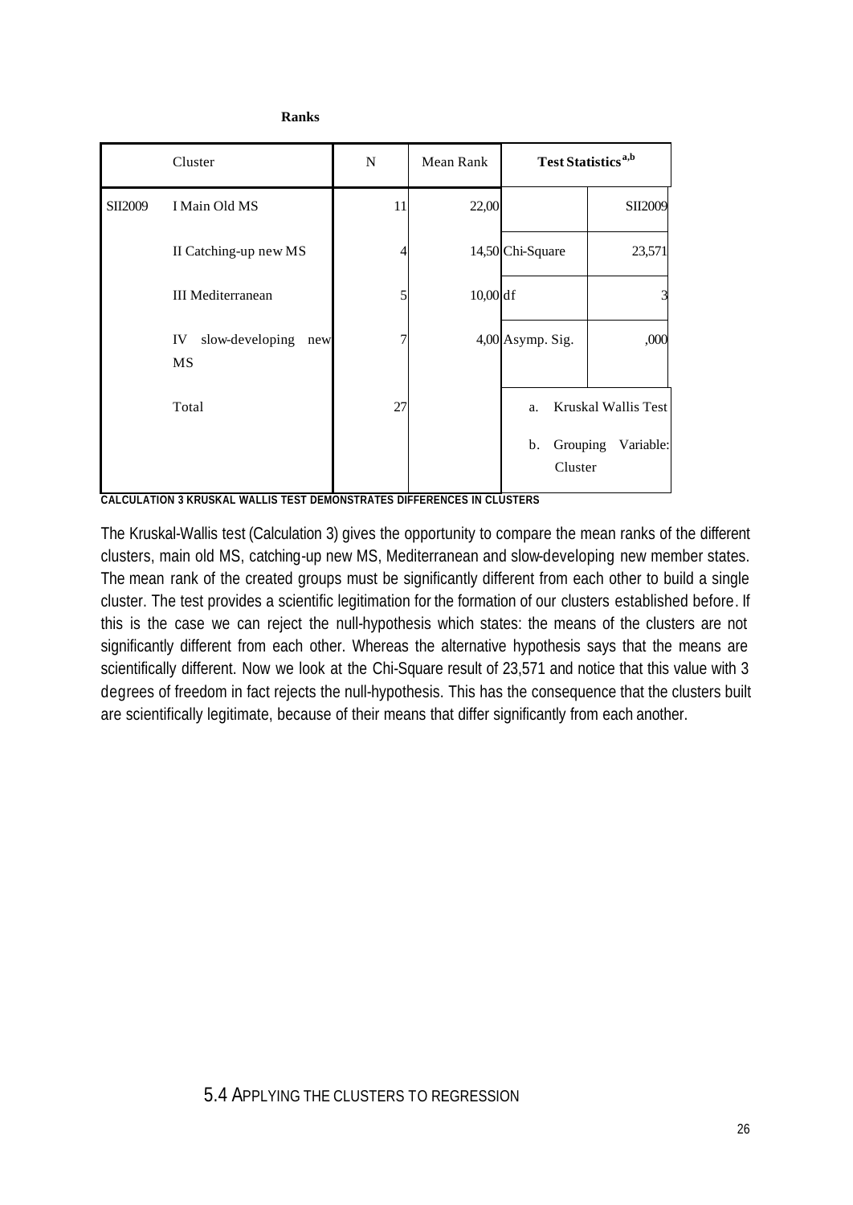**Ranks**

| | Cluster | N | Mean Rank |
|---|---|---|---|
| SII2009 | I Main Old MS | 11 | 22,00 |
| | II Catching-up new MS | 4 | 14,50 |
| | III Mediterranean | 5 | 10,00 |
| | IV slow-developing new MS | 7 | 4,00 |
| | Total | 27 | |

**Test Statistics**[a,b]

| | SII2009 |
|---|---|
| Chi-Square | 23,571 |
| df | 3 |
| Asymp. Sig. | ,000 |

a. Kruskal Wallis Test

b. Grouping Variable: Cluster

**CALCULATION 3 KRUSKAL WALLIS TEST DEMONSTRATES DIFFERENCES IN CLUSTERS**

The Kruskal-Wallis test (Calculation 3) gives the opportunity to compare the mean ranks of the different clusters, main old MS, catching-up new MS, Mediterranean and slow-developing new member states. The mean rank of the created groups must be significantly different from each other to build a single cluster. The test provides a scientific legitimation for the formation of our clusters established before. If this is the case we can reject the null-hypothesis which states: the means of the clusters are not significantly different from each other. Whereas the alternative hypothesis says that the means are scientifically different. Now we look at the Chi-Square result of 23,571 and notice that this value with 3 degrees of freedom in fact rejects the null-hypothesis. This has the consequence that the clusters built are scientifically legitimate, because of their means that differ significantly from each another.

## 5.4 APPLYING THE CLUSTERS TO REGRESSION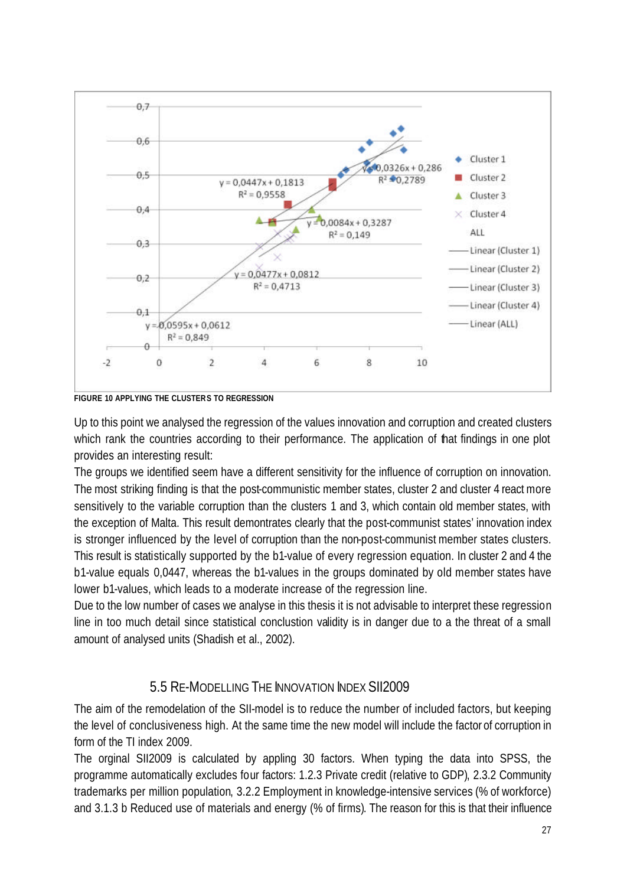FIGURE 10 APPLYING THE CLUSTERS TO REGRESSION

Up to this point we analysed the regression of the values innovation and corruption and created clusters which rank the countries according to their performance. The application of that findings in one plot provides an interesting result:

The groups we identified seem have a different sensitivity for the influence of corruption on innovation. The most striking finding is that the post-communistic member states, cluster 2 and cluster 4 react more sensitively to the variable corruption than the clusters 1 and 3, which contain old member states, with the exception of Malta. This result demontrates clearly that the post-communist states' innovation index is stronger influenced by the level of corruption than the non-post-communist member states clusters. This result is statistically supported by the b1-value of every regression equation. In cluster 2 and 4 the b1-value equals 0,0447, whereas the b1-values in the groups dominated by old member states have lower b1-values, which leads to a moderate increase of the regression line.

Due to the low number of cases we analyse in this thesis it is not advisable to interpret these regression line in too much detail since statistical conclustion validity is in danger due to a the threat of a small amount of analysed units (Shadish et al., 2002).

## 5.5 Re-Modelling The Innovation Index SII2009

The aim of the remodelation of the SII-model is to reduce the number of included factors, but keeping the level of conclusiveness high. At the same time the new model will include the factor of corruption in form of the TI index 2009.

The orginal SII2009 is calculated by appling 30 factors. When typing the data into SPSS, the programme automatically excludes four factors: 1.2.3 Private credit (relative to GDP), 2.3.2 Community trademarks per million population, 3.2.2 Employment in knowledge-intensive services (% of workforce) and 3.1.3 b Reduced use of materials and energy (% of firms). The reason for this is that their influence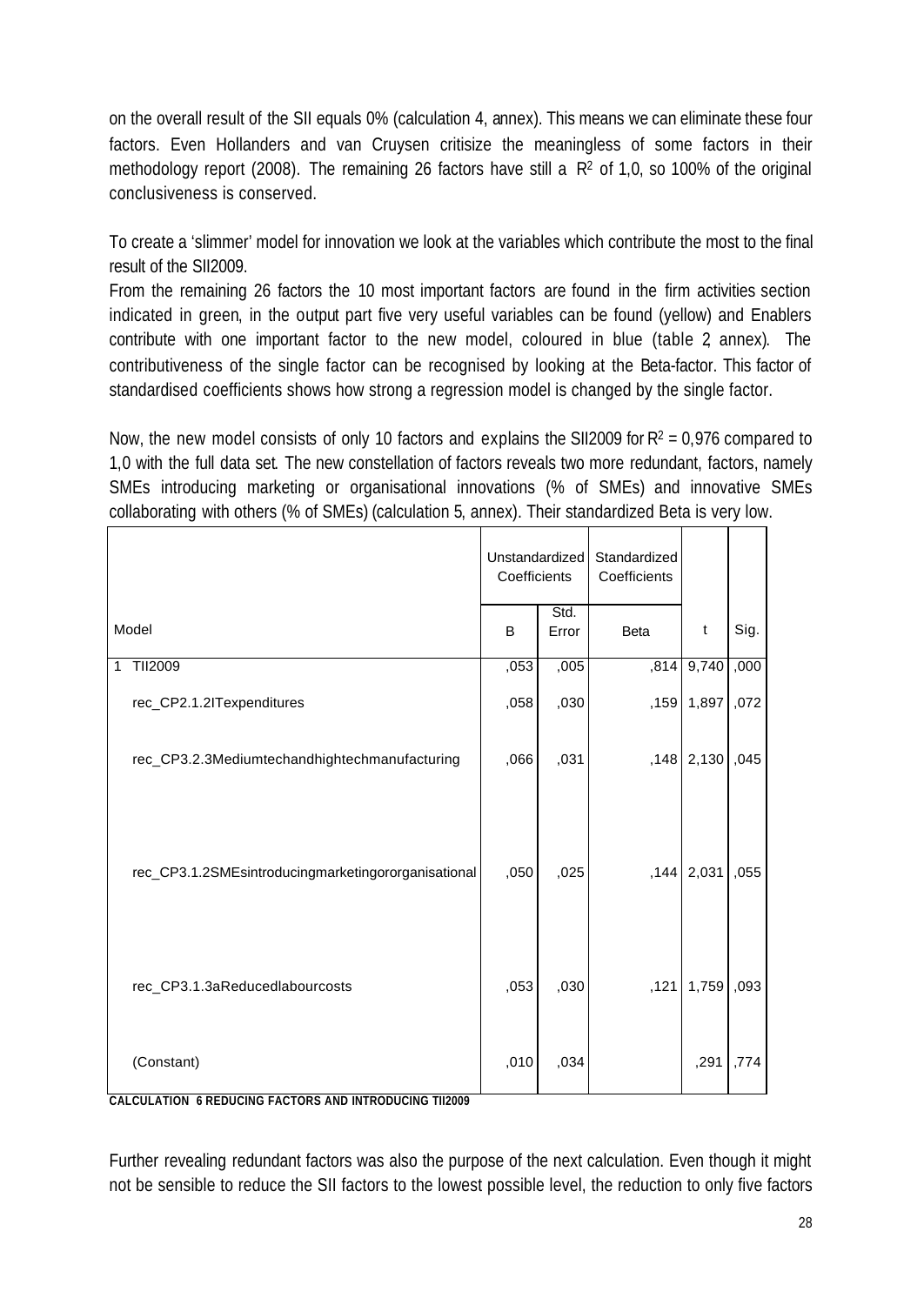on the overall result of the SII equals 0% (calculation 4, annex). This means we can eliminate these four factors. Even Hollanders and van Cruysen critisize the meaningless of some factors in their methodology report (2008). The remaining 26 factors have still a $R^2$ of 1,0, so 100% of the original conclusiveness is conserved.

To create a 'slimmer' model for innovation we look at the variables which contribute the most to the final result of the SII2009.

From the remaining 26 factors the 10 most important factors are found in the firm activities section indicated in green, in the output part five very useful variables can be found (yellow) and Enablers contribute with one important factor to the new model, coloured in blue (table 2, annex). The contributiveness of the single factor can be recognised by looking at the Beta-factor. This factor of standardised coefficients shows how strong a regression model is changed by the single factor.

Now, the new model consists of only 10 factors and explains the SII2009 for $R^2 = 0{,}976$ compared to 1,0 with the full data set. The new constellation of factors reveals two more redundant, factors, namely SMEs introducing marketing or organisational innovations (% of SMEs) and innovative SMEs collaborating with others (% of SMEs) (calculation 5, annex). Their standardized Beta is very low.

| Model | Unstandardized Coefficients | | Standardized Coefficients | t | Sig. |
|---|---|---|---|---|---|
| | B | Std. Error | Beta | | |
| 1 TII2009 | ,053 | ,005 | ,814 | 9,740 | ,000 |
| rec_CP2.1.2ITexpenditures | ,058 | ,030 | ,159 | 1,897 | ,072 |
| rec_CP3.2.3Mediumtechandhightechmanufacturing | ,066 | ,031 | ,148 | 2,130 | ,045 |
| rec_CP3.1.2SMEsintroducingmarketingororganisational | ,050 | ,025 | ,144 | 2,031 | ,055 |
| rec_CP3.1.3aReducedlabourcosts | ,053 | ,030 | ,121 | 1,759 | ,093 |
| (Constant) | ,010 | ,034 | | ,291 | ,774 |

**CALCULATION 6 REDUCING FACTORS AND INTRODUCING TII2009**

Further revealing redundant factors was also the purpose of the next calculation. Even though it might not be sensible to reduce the SII factors to the lowest possible level, the reduction to only five factors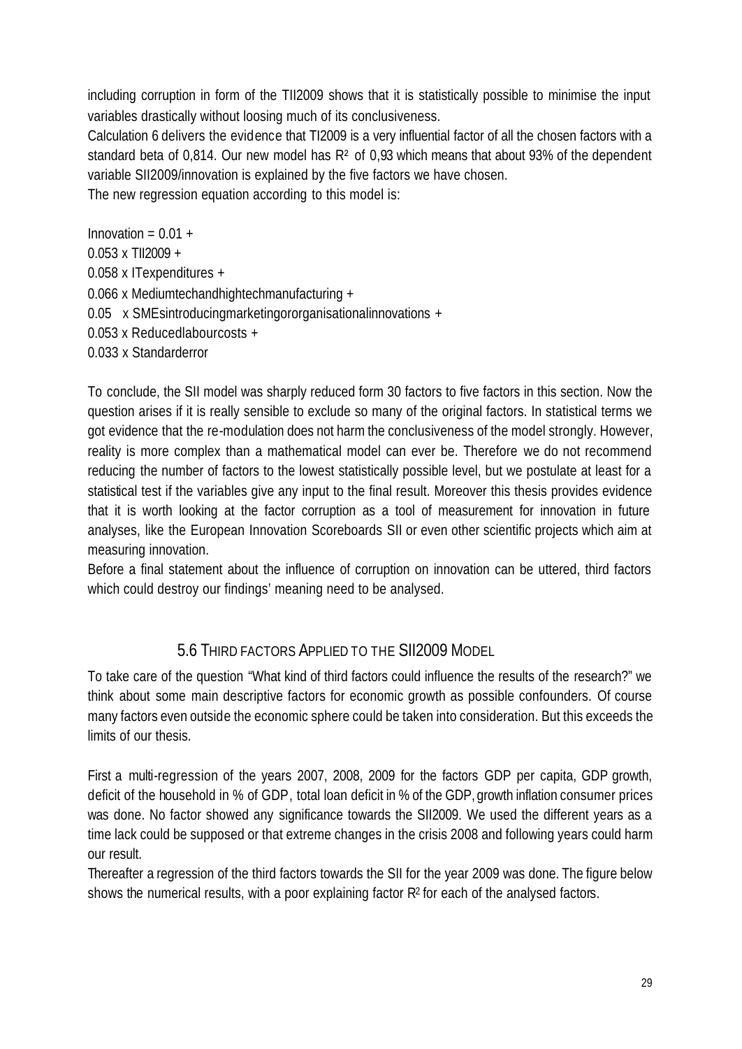including corruption in form of the TII2009 shows that it is statistically possible to minimise the input variables drastically without loosing much of its conclusiveness.
Calculation 6 delivers the evidence that TI2009 is a very influential factor of all the chosen factors with a standard beta of 0,814. Our new model has $R^2$ of 0,93 which means that about 93% of the dependent variable SII2009/innovation is explained by the five factors we have chosen.
The new regression equation according to this model is:

Innovation = 0.01 +
0.053 x TII2009 +
0.058 x ITexpenditures +
0.066 x Mediumtechandhightechmanufacturing +
0.05 x SMEsintroducingmarketingororganisationalinnovations +
0.053 x Reducedlabourcosts +
0.033 x Standarderror

To conclude, the SII model was sharply reduced form 30 factors to five factors in this section. Now the question arises if it is really sensible to exclude so many of the original factors. In statistical terms we got evidence that the re-modulation does not harm the conclusiveness of the model strongly. However, reality is more complex than a mathematical model can ever be. Therefore we do not recommend reducing the number of factors to the lowest statistically possible level, but we postulate at least for a statistical test if the variables give any input to the final result. Moreover this thesis provides evidence that it is worth looking at the factor corruption as a tool of measurement for innovation in future analyses, like the European Innovation Scoreboards SII or even other scientific projects which aim at measuring innovation.
Before a final statement about the influence of corruption on innovation can be uttered, third factors which could destroy our findings' meaning need to be analysed.

## 5.6 Third Factors Applied to the SII2009 Model

To take care of the question "What kind of third factors could influence the results of the research?" we think about some main descriptive factors for economic growth as possible confounders. Of course many factors even outside the economic sphere could be taken into consideration. But this exceeds the limits of our thesis.

First a multi-regression of the years 2007, 2008, 2009 for the factors GDP per capita, GDP growth, deficit of the household in % of GDP, total loan deficit in % of the GDP, growth inflation consumer prices was done. No factor showed any significance towards the SII2009. We used the different years as a time lack could be supposed or that extreme changes in the crisis 2008 and following years could harm our result.
Thereafter a regression of the third factors towards the SII for the year 2009 was done. The figure below shows the numerical results, with a poor explaining factor $R^2$ for each of the analysed factors.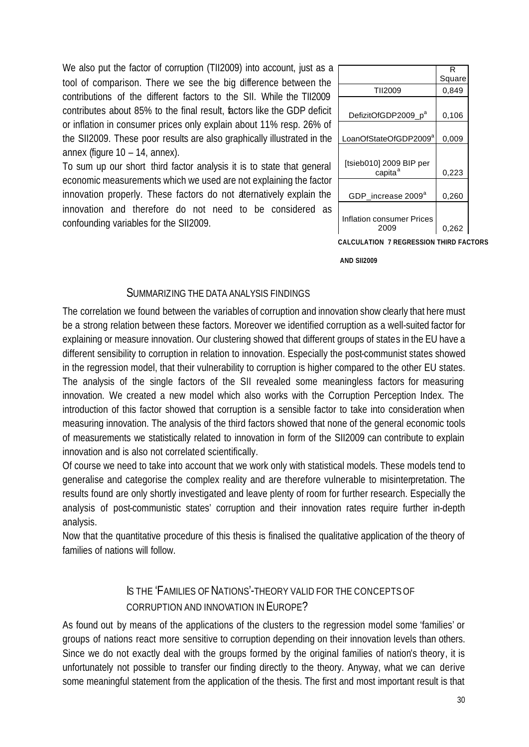We also put the factor of corruption (TII2009) into account, just as a tool of comparison. There we see the big difference between the contributions of the different factors to the SII. While the TII2009 contributes about 85% to the final result, factors like the GDP deficit or inflation in consumer prices only explain about 11% resp. 26% of the SII2009. These poor results are also graphically illustrated in the annex (figure 10 – 14, annex).

To sum up our short third factor analysis it is to state that general economic measurements which we used are not explaining the factor innovation properly. These factors do not alternatively explain the innovation and therefore do not need to be considered as confounding variables for the SII2009.

| | R Square |
|---|---|
| TII2009 | 0,849 |
| DefizitOfGDP2009_p[a] | 0,106 |
| LoanOfStateOfGDP2009[a] | 0,009 |
| [tsieb010] 2009 BIP per capita[a] | 0,223 |
| GDP_increase 2009[a] | 0,260 |
| Inflation consumer Prices 2009 | 0,262 |

**CALCULATION 7 REGRESSION THIRD FACTORS AND SII2009**

## SUMMARIZING THE DATA ANALYSIS FINDINGS

The correlation we found between the variables of corruption and innovation show clearly that here must be a strong relation between these factors. Moreover we identified corruption as a well-suited factor for explaining or measure innovation. Our clustering showed that different groups of states in the EU have a different sensibility to corruption in relation to innovation. Especially the post-communist states showed in the regression model, that their vulnerability to corruption is higher compared to the other EU states. The analysis of the single factors of the SII revealed some meaningless factors for measuring innovation. We created a new model which also works with the Corruption Perception Index. The introduction of this factor showed that corruption is a sensible factor to take into consideration when measuring innovation. The analysis of the third factors showed that none of the general economic tools of measurements we statistically related to innovation in form of the SII2009 can contribute to explain innovation and is also not correlated scientifically.

Of course we need to take into account that we work only with statistical models. These models tend to generalise and categorise the complex reality and are therefore vulnerable to misinterpretation. The results found are only shortly investigated and leave plenty of room for further research. Especially the analysis of post-communistic states' corruption and their innovation rates require further in-depth analysis.

Now that the quantitative procedure of this thesis is finalised the qualitative application of the theory of families of nations will follow.

## IS THE 'FAMILIES OF NATIONS'-THEORY VALID FOR THE CONCEPTS OF CORRUPTION AND INNOVATION IN EUROPE?

As found out by means of the applications of the clusters to the regression model some 'families' or groups of nations react more sensitive to corruption depending on their innovation levels than others. Since we do not exactly deal with the groups formed by the original families of nation's theory, it is unfortunately not possible to transfer our finding directly to the theory. Anyway, what we can derive some meaningful statement from the application of the thesis. The first and most important result is that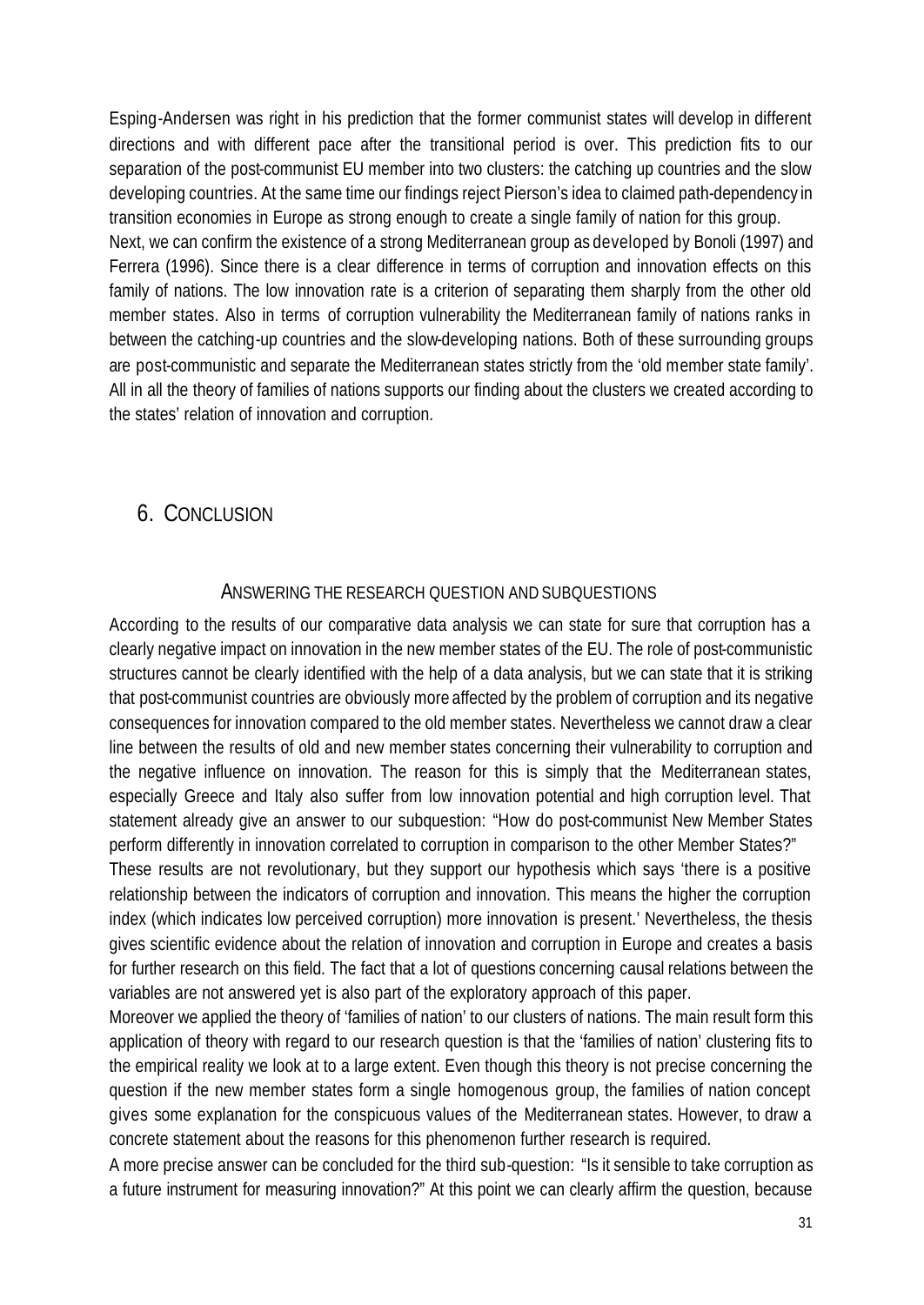Esping-Andersen was right in his prediction that the former communist states will develop in different directions and with different pace after the transitional period is over. This prediction fits to our separation of the post-communist EU member into two clusters: the catching up countries and the slow developing countries. At the same time our findings reject Pierson's idea to claimed path-dependency in transition economies in Europe as strong enough to create a single family of nation for this group.

Next, we can confirm the existence of a strong Mediterranean group as developed by Bonoli (1997) and Ferrera (1996). Since there is a clear difference in terms of corruption and innovation effects on this family of nations. The low innovation rate is a criterion of separating them sharply from the other old member states. Also in terms of corruption vulnerability the Mediterranean family of nations ranks in between the catching-up countries and the slow-developing nations. Both of these surrounding groups are post-communistic and separate the Mediterranean states strictly from the 'old member state family'. All in all the theory of families of nations supports our finding about the clusters we created according to the states' relation of innovation and corruption.

# 6. Conclusion

### Answering the research question and subquestions

According to the results of our comparative data analysis we can state for sure that corruption has a clearly negative impact on innovation in the new member states of the EU. The role of post-communistic structures cannot be clearly identified with the help of a data analysis, but we can state that it is striking that post-communist countries are obviously more affected by the problem of corruption and its negative consequences for innovation compared to the old member states. Nevertheless we cannot draw a clear line between the results of old and new member states concerning their vulnerability to corruption and the negative influence on innovation. The reason for this is simply that the Mediterranean states, especially Greece and Italy also suffer from low innovation potential and high corruption level. That statement already give an answer to our subquestion: "How do post-communist New Member States perform differently in innovation correlated to corruption in comparison to the other Member States?"

These results are not revolutionary, but they support our hypothesis which says 'there is a positive relationship between the indicators of corruption and innovation. This means the higher the corruption index (which indicates low perceived corruption) more innovation is present.' Nevertheless, the thesis gives scientific evidence about the relation of innovation and corruption in Europe and creates a basis for further research on this field. The fact that a lot of questions concerning causal relations between the variables are not answered yet is also part of the exploratory approach of this paper.

Moreover we applied the theory of 'families of nation' to our clusters of nations. The main result form this application of theory with regard to our research question is that the 'families of nation' clustering fits to the empirical reality we look at to a large extent. Even though this theory is not precise concerning the question if the new member states form a single homogenous group, the families of nation concept gives some explanation for the conspicuous values of the Mediterranean states. However, to draw a concrete statement about the reasons for this phenomenon further research is required.

A more precise answer can be concluded for the third sub-question: "Is it sensible to take corruption as a future instrument for measuring innovation?" At this point we can clearly affirm the question, because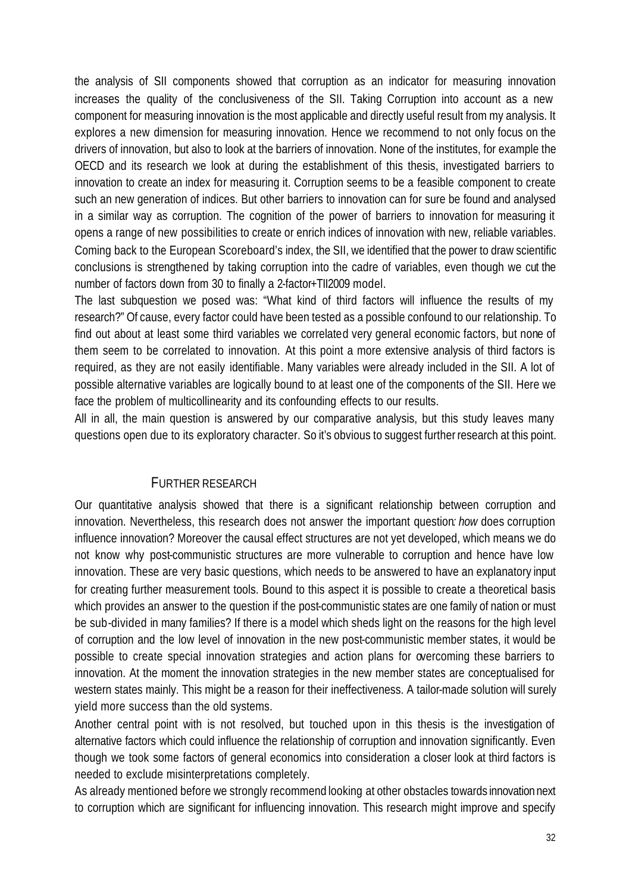the analysis of SII components showed that corruption as an indicator for measuring innovation increases the quality of the conclusiveness of the SII. Taking Corruption into account as a new component for measuring innovation is the most applicable and directly useful result from my analysis. It explores a new dimension for measuring innovation. Hence we recommend to not only focus on the drivers of innovation, but also to look at the barriers of innovation. None of the institutes, for example the OECD and its research we look at during the establishment of this thesis, investigated barriers to innovation to create an index for measuring it. Corruption seems to be a feasible component to create such an new generation of indices. But other barriers to innovation can for sure be found and analysed in a similar way as corruption. The cognition of the power of barriers to innovation for measuring it opens a range of new possibilities to create or enrich indices of innovation with new, reliable variables. Coming back to the European Scoreboard's index, the SII, we identified that the power to draw scientific conclusions is strengthened by taking corruption into the cadre of variables, even though we cut the number of factors down from 30 to finally a 2-factor+TII2009 model.

The last subquestion we posed was: "What kind of third factors will influence the results of my research?" Of cause, every factor could have been tested as a possible confound to our relationship. To find out about at least some third variables we correlated very general economic factors, but none of them seem to be correlated to innovation. At this point a more extensive analysis of third factors is required, as they are not easily identifiable. Many variables were already included in the SII. A lot of possible alternative variables are logically bound to at least one of the components of the SII. Here we face the problem of multicollinearity and its confounding effects to our results.

All in all, the main question is answered by our comparative analysis, but this study leaves many questions open due to its exploratory character. So it's obvious to suggest further research at this point.

## Further research

Our quantitative analysis showed that there is a significant relationship between corruption and innovation. Nevertheless, this research does not answer the important question: *how* does corruption influence innovation? Moreover the causal effect structures are not yet developed, which means we do not know why post-communistic structures are more vulnerable to corruption and hence have low innovation. These are very basic questions, which needs to be answered to have an explanatory input for creating further measurement tools. Bound to this aspect it is possible to create a theoretical basis which provides an answer to the question if the post-communistic states are one family of nation or must be sub-divided in many families? If there is a model which sheds light on the reasons for the high level of corruption and the low level of innovation in the new post-communistic member states, it would be possible to create special innovation strategies and action plans for overcoming these barriers to innovation. At the moment the innovation strategies in the new member states are conceptualised for western states mainly. This might be a reason for their ineffectiveness. A tailor-made solution will surely yield more success than the old systems.

Another central point with is not resolved, but touched upon in this thesis is the investigation of alternative factors which could influence the relationship of corruption and innovation significantly. Even though we took some factors of general economics into consideration a closer look at third factors is needed to exclude misinterpretations completely.

As already mentioned before we strongly recommend looking at other obstacles towards innovation next to corruption which are significant for influencing innovation. This research might improve and specify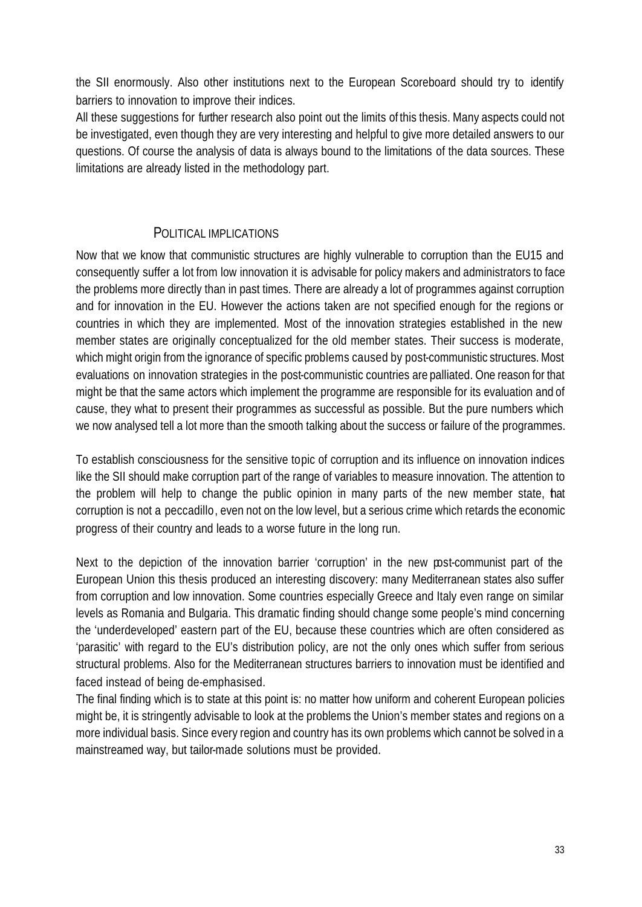the SII enormously. Also other institutions next to the European Scoreboard should try to identify barriers to innovation to improve their indices.

All these suggestions for further research also point out the limits of this thesis. Many aspects could not be investigated, even though they are very interesting and helpful to give more detailed answers to our questions. Of course the analysis of data is always bound to the limitations of the data sources. These limitations are already listed in the methodology part.

## POLITICAL IMPLICATIONS

Now that we know that communistic structures are highly vulnerable to corruption than the EU15 and consequently suffer a lot from low innovation it is advisable for policy makers and administrators to face the problems more directly than in past times. There are already a lot of programmes against corruption and for innovation in the EU. However the actions taken are not specified enough for the regions or countries in which they are implemented. Most of the innovation strategies established in the new member states are originally conceptualized for the old member states. Their success is moderate, which might origin from the ignorance of specific problems caused by post-communistic structures. Most evaluations on innovation strategies in the post-communistic countries are palliated. One reason for that might be that the same actors which implement the programme are responsible for its evaluation and of cause, they what to present their programmes as successful as possible. But the pure numbers which we now analysed tell a lot more than the smooth talking about the success or failure of the programmes.

To establish consciousness for the sensitive topic of corruption and its influence on innovation indices like the SII should make corruption part of the range of variables to measure innovation. The attention to the problem will help to change the public opinion in many parts of the new member state, that corruption is not a peccadillo, even not on the low level, but a serious crime which retards the economic progress of their country and leads to a worse future in the long run.

Next to the depiction of the innovation barrier 'corruption' in the new post-communist part of the European Union this thesis produced an interesting discovery: many Mediterranean states also suffer from corruption and low innovation. Some countries especially Greece and Italy even range on similar levels as Romania and Bulgaria. This dramatic finding should change some people's mind concerning the 'underdeveloped' eastern part of the EU, because these countries which are often considered as 'parasitic' with regard to the EU's distribution policy, are not the only ones which suffer from serious structural problems. Also for the Mediterranean structures barriers to innovation must be identified and faced instead of being de-emphasised.

The final finding which is to state at this point is: no matter how uniform and coherent European policies might be, it is stringently advisable to look at the problems the Union's member states and regions on a more individual basis. Since every region and country has its own problems which cannot be solved in a mainstreamed way, but tailor-made solutions must be provided.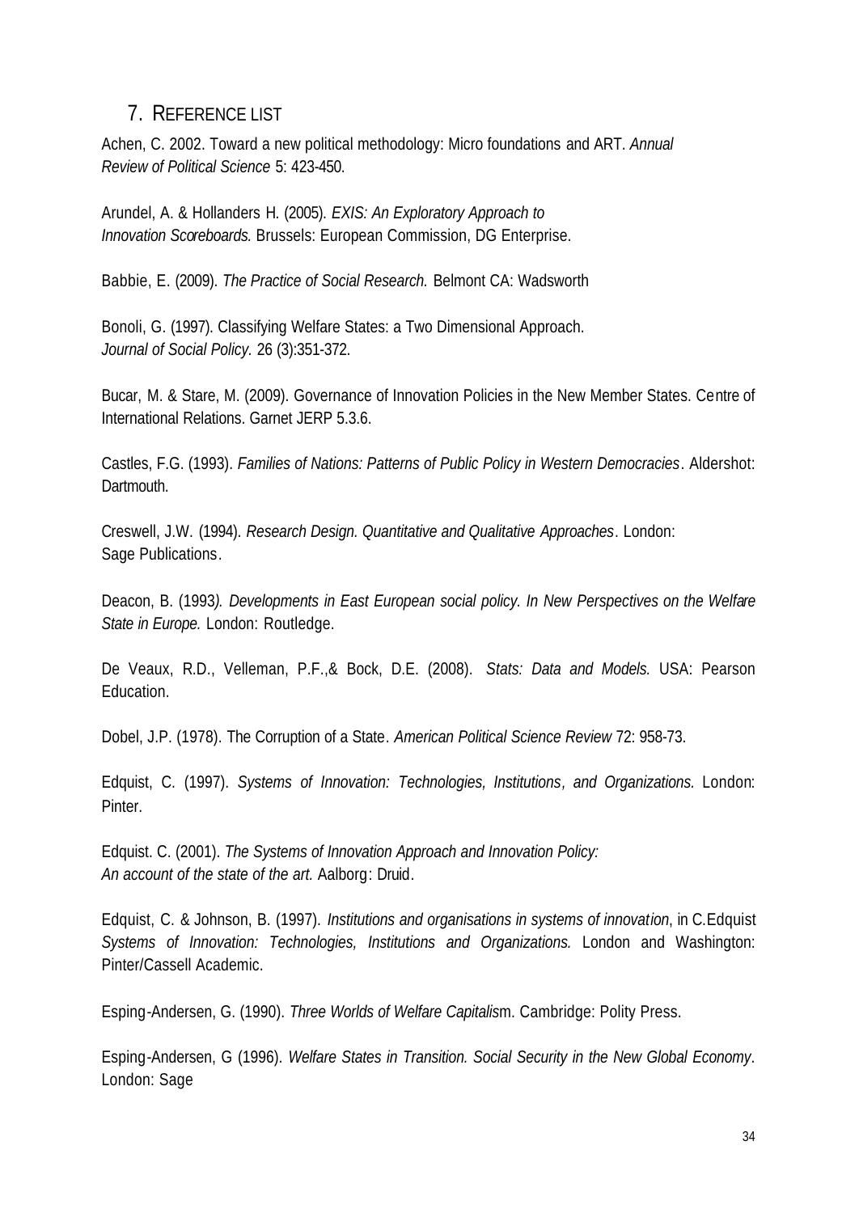## 7. Reference list

Achen, C. 2002. Toward a new political methodology: Micro foundations and ART. *Annual Review of Political Science* 5: 423-450.

Arundel, A. & Hollanders H. (2005). *EXIS: An Exploratory Approach to Innovation Scoreboards.* Brussels: European Commission, DG Enterprise.

Babbie, E. (2009). *The Practice of Social Research.* Belmont CA: Wadsworth

Bonoli, G. (1997). Classifying Welfare States: a Two Dimensional Approach. *Journal of Social Policy.* 26 (3):351-372.

Bucar, M. & Stare, M. (2009). Governance of Innovation Policies in the New Member States. Centre of International Relations. Garnet JERP 5.3.6.

Castles, F.G. (1993). *Families of Nations: Patterns of Public Policy in Western Democracies*. Aldershot: Dartmouth.

Creswell, J.W. (1994). *Research Design. Quantitative and Qualitative Approaches*. London: Sage Publications.

Deacon, B. (1993*). Developments in East European social policy. In New Perspectives on the Welfare State in Europe.* London: Routledge.

De Veaux, R.D., Velleman, P.F.,& Bock, D.E. (2008). *Stats: Data and Models.* USA: Pearson Education.

Dobel, J.P. (1978). The Corruption of a State. *American Political Science Review* 72: 958-73.

Edquist, C. (1997). *Systems of Innovation: Technologies, Institutions, and Organizations.* London: Pinter.

Edquist. C. (2001). *The Systems of Innovation Approach and Innovation Policy: An account of the state of the art.* Aalborg: Druid.

Edquist, C. & Johnson, B. (1997). *Institutions and organisations in systems of innovation*, in C.Edquist *Systems of Innovation: Technologies, Institutions and Organizations.* London and Washington: Pinter/Cassell Academic.

Esping-Andersen, G. (1990). *Three Worlds of Welfare Capitalis*m. Cambridge: Polity Press.

Esping-Andersen, G (1996). *Welfare States in Transition. Social Security in the New Global Economy*. London: Sage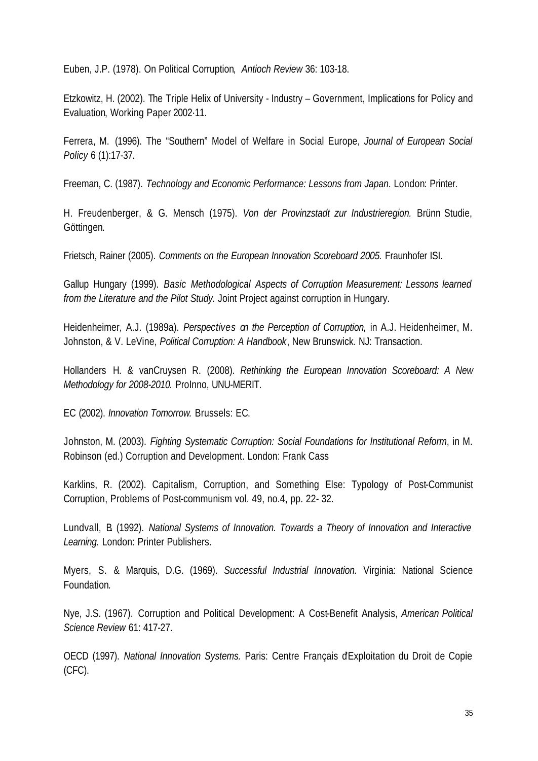Euben, J.P. (1978). On Political Corruption, *Antioch Review* 36: 103-18.

Etzkowitz, H. (2002). The Triple Helix of University - Industry – Government, Implications for Policy and Evaluation, Working Paper 2002·11.

Ferrera, M. (1996). The "Southern" Model of Welfare in Social Europe, *Journal of European Social Policy* 6 (1):17-37.

Freeman, C. (1987). *Technology and Economic Performance: Lessons from Japan*. London: Printer.

H. Freudenberger, & G. Mensch (1975). *Von der Provinzstadt zur Industrieregion.* Brünn Studie, Göttingen.

Frietsch, Rainer (2005). *Comments on the European Innovation Scoreboard 2005.* Fraunhofer ISI.

Gallup Hungary (1999). *Basic Methodological Aspects of Corruption Measurement: Lessons learned from the Literature and the Pilot Study.* Joint Project against corruption in Hungary.

Heidenheimer, A.J. (1989a). *Perspectives on the Perception of Corruption,* in A.J. Heidenheimer, M. Johnston, & V. LeVine, *Political Corruption: A Handbook*, New Brunswick. NJ: Transaction.

Hollanders H. & vanCruysen R. (2008). *Rethinking the European Innovation Scoreboard: A New Methodology for 2008-2010.* ProInno, UNU-MERIT.

EC (2002). *Innovation Tomorrow.* Brussels: EC.

Johnston, M. (2003). *Fighting Systematic Corruption: Social Foundations for Institutional Reform*, in M. Robinson (ed.) Corruption and Development. London: Frank Cass

Karklins, R. (2002). Capitalism, Corruption, and Something Else: Typology of Post-Communist Corruption, Problems of Post-communism vol. 49, no.4, pp. 22- 32.

Lundvall, B. (1992). *National Systems of Innovation. Towards a Theory of Innovation and Interactive Learning.* London: Printer Publishers.

Myers, S. & Marquis, D.G. (1969). *Successful Industrial Innovation.* Virginia: National Science Foundation.

Nye, J.S. (1967). Corruption and Political Development: A Cost-Benefit Analysis, *American Political Science Review* 61: 417-27.

OECD (1997). *National Innovation Systems.* Paris: Centre Français d'Exploitation du Droit de Copie (CFC).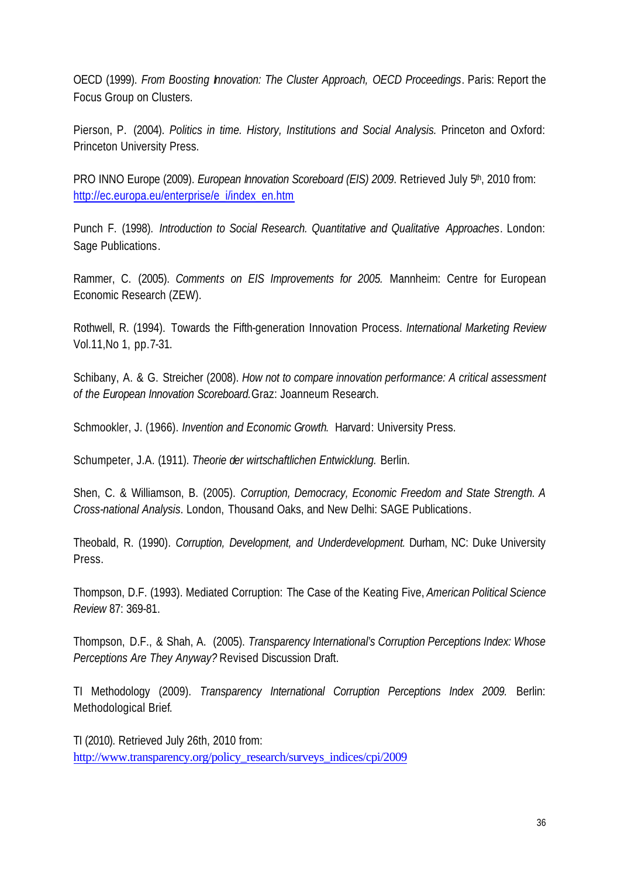OECD (1999). *From Boosting Innovation: The Cluster Approach, OECD Proceedings*. Paris: Report the Focus Group on Clusters.

Pierson, P. (2004). *Politics in time. History, Institutions and Social Analysis.* Princeton and Oxford: Princeton University Press.

PRO INNO Europe (2009). *European Innovation Scoreboard (EIS) 2009*. Retrieved July 5th, 2010 from: http://ec.europa.eu/enterprise/e_i/index_en.htm

Punch F. (1998). *Introduction to Social Research. Quantitative and Qualitative Approaches*. London: Sage Publications.

Rammer, C. (2005). *Comments on EIS Improvements for 2005.* Mannheim: Centre for European Economic Research (ZEW).

Rothwell, R. (1994). Towards the Fifth-generation Innovation Process. *International Marketing Review* Vol.11,No 1, pp.7-31.

Schibany, A. & G. Streicher (2008). *How not to compare innovation performance: A critical assessment of the European Innovation Scoreboard.* Graz: Joanneum Research.

Schmookler, J. (1966). *Invention and Economic Growth.* Harvard: University Press.

Schumpeter, J.A. (1911). *Theorie der wirtschaftlichen Entwicklung.* Berlin.

Shen, C. & Williamson, B. (2005). *Corruption, Democracy, Economic Freedom and State Strength. A Cross-national Analysis*. London, Thousand Oaks, and New Delhi: SAGE Publications.

Theobald, R. (1990). *Corruption, Development, and Underdevelopment.* Durham, NC: Duke University Press.

Thompson, D.F. (1993). Mediated Corruption: The Case of the Keating Five, *American Political Science Review* 87: 369-81.

Thompson, D.F., & Shah, A. (2005). *Transparency International's Corruption Perceptions Index: Whose Perceptions Are They Anyway?* Revised Discussion Draft.

TI Methodology (2009). *Transparency International Corruption Perceptions Index 2009.* Berlin: Methodological Brief.

TI (2010). Retrieved July 26th, 2010 from: http://www.transparency.org/policy_research/surveys_indices/cpi/2009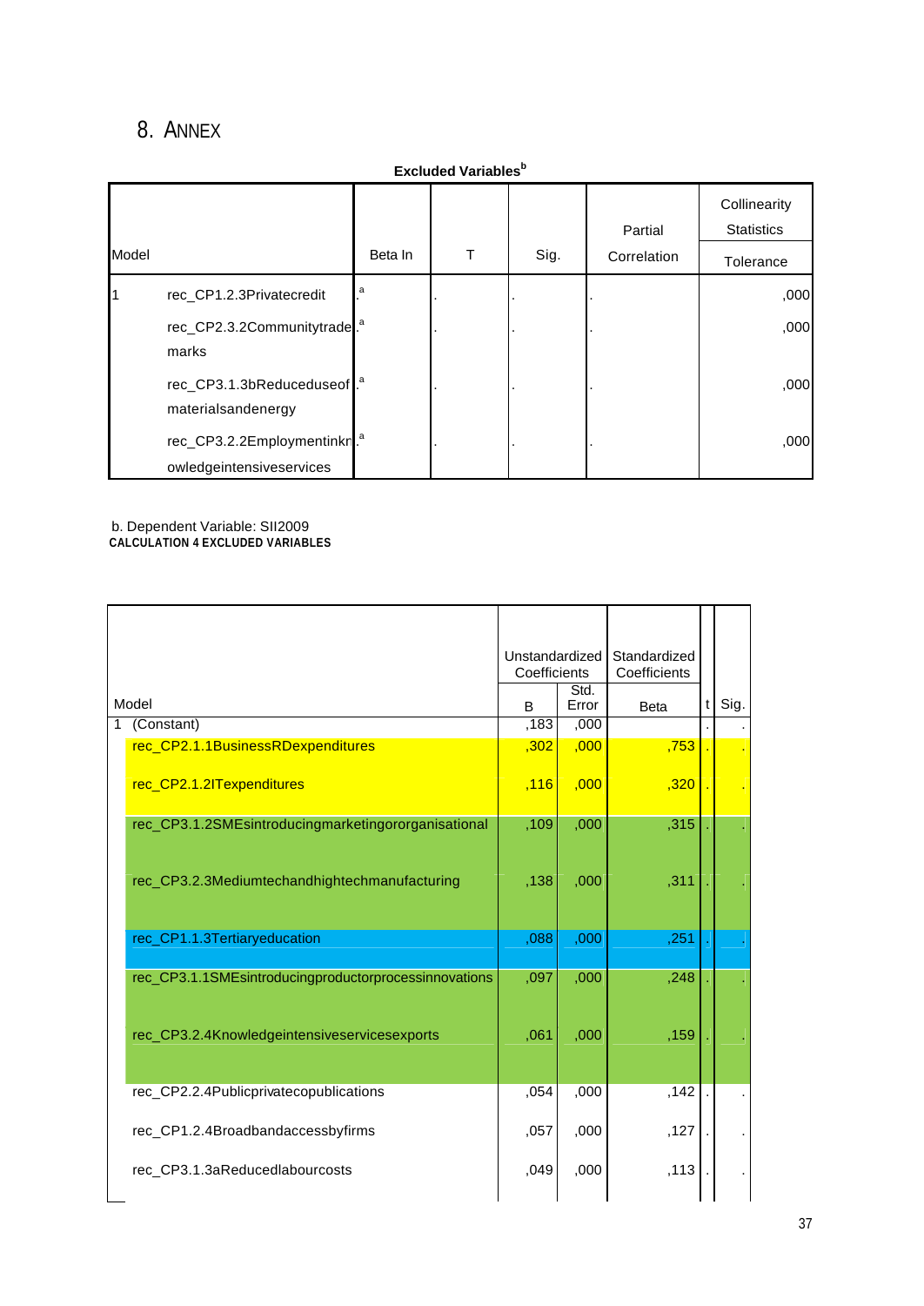# 8. ANNEX

**Excluded Variables[b]**

| Model | | Beta In | T | Sig. | Partial Correlation | Collinearity Statistics |
|---|---|---|---|---|---|---|
| | | | | | | Tolerance |
| 1 | rec_CP1.2.3Privatecredit | .[a] | . | . | . | ,000 |
| | rec_CP2.3.2Communitytrademarks | .[a] | . | . | . | ,000 |
| | rec_CP3.1.3bReduceduseofmaterialsandenergy | .[a] | . | . | . | ,000 |
| | rec_CP3.2.2Employmentinknowledgeintensiveservices | .[a] | . | . | . | ,000 |

b. Dependent Variable: SII2009

**CALCULATION 4 EXCLUDED VARIABLES**

| Model | | Unstandardized Coefficients | | Standardized Coefficients | t | Sig. |
|---|---|---|---|---|---|---|
| | | B | Std. Error | Beta | | |
| 1 | (Constant) | ,183 | ,000 | | . | . |
| | rec_CP2.1.1BusinessRDexpenditures | ,302 | ,000 | ,753 | . | . |
| | rec_CP2.1.2ITexpenditures | ,116 | ,000 | ,320 | . | . |
| | rec_CP3.1.2SMEsintroducingmarketingororganisational | ,109 | ,000 | ,315 | . | . |
| | rec_CP3.2.3Mediumtechandhightechmanufacturing | ,138 | ,000 | ,311 | . | . |
| | rec_CP1.1.3Tertiaryeducation | ,088 | ,000 | ,251 | . | . |
| | rec_CP3.1.1SMEsintroducingproductorprocessinnovations | ,097 | ,000 | ,248 | . | . |
| | rec_CP3.2.4Knowledgeintensiveservicesexports | ,061 | ,000 | ,159 | . | . |
| | rec_CP2.2.4Publicprivatecopublications | ,054 | ,000 | ,142 | . | . |
| | rec_CP1.2.4Broadbandaccessbyfirms | ,057 | ,000 | ,127 | . | . |
| | rec_CP3.1.3aReducedlabourcosts | ,049 | ,000 | ,113 | . | . |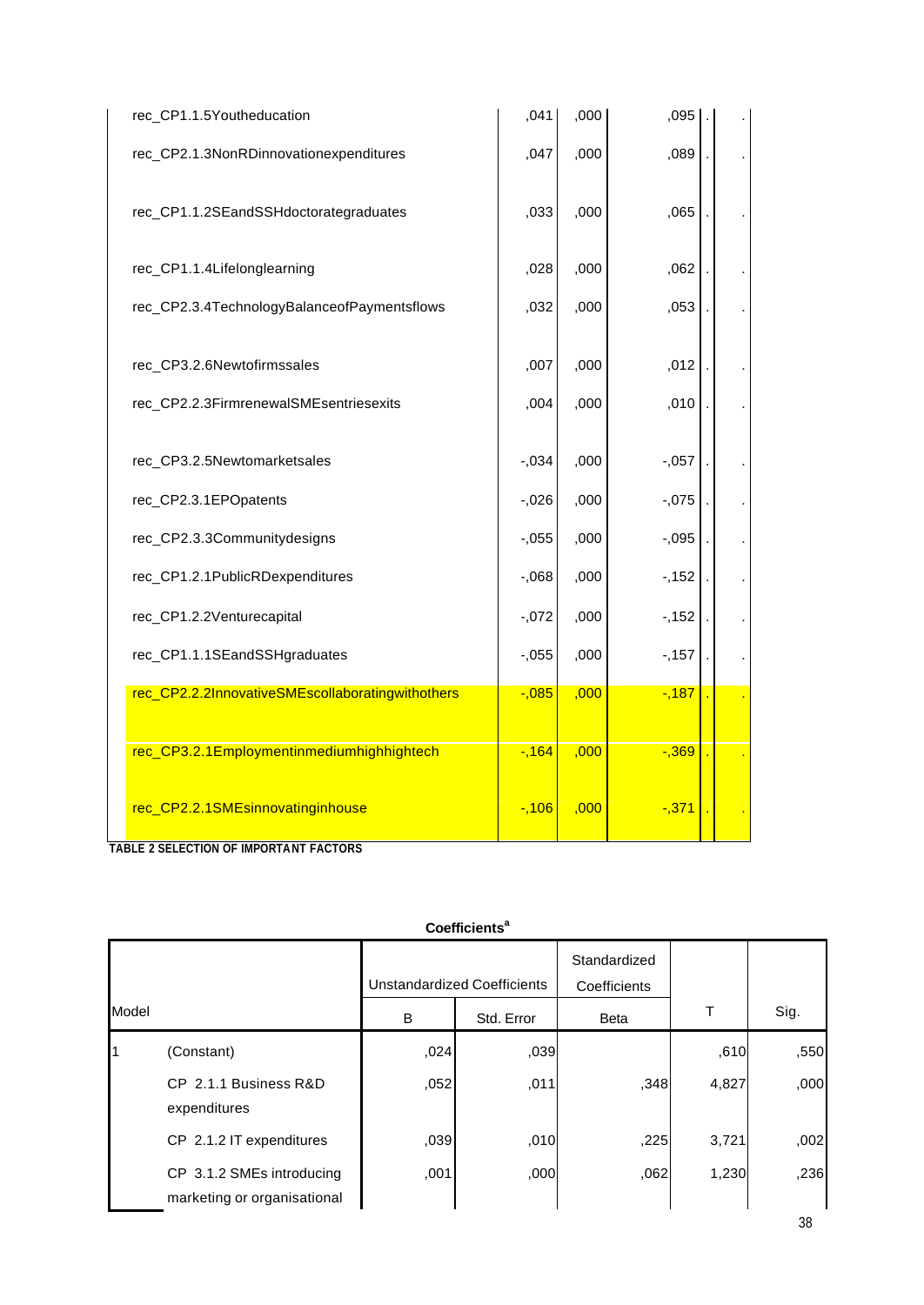| | | | | | |
|---|---|---|---|---|---|
| rec_CP1.1.5Youtheducation | ,041 | ,000 | ,095 | . | . |
| rec_CP2.1.3NonRDinnovationexpenditures | ,047 | ,000 | ,089 | . | . |
| rec_CP1.1.2SEandSSHdoctorategraduates | ,033 | ,000 | ,065 | . | . |
| rec_CP1.1.4Lifelonglearning | ,028 | ,000 | ,062 | . | . |
| rec_CP2.3.4TechnologyBalanceofPaymentsflows | ,032 | ,000 | ,053 | . | . |
| rec_CP3.2.6Newtofirmssales | ,007 | ,000 | ,012 | . | . |
| rec_CP2.2.3FirmrenewalSMEsentriesexits | ,004 | ,000 | ,010 | . | . |
| rec_CP3.2.5Newtomarketsales | -,034 | ,000 | -,057 | . | . |
| rec_CP2.3.1EPOpatents | -,026 | ,000 | -,075 | . | . |
| rec_CP2.3.3Communitydesigns | -,055 | ,000 | -,095 | . | . |
| rec_CP1.2.1PublicRDexpenditures | -,068 | ,000 | -,152 | . | . |
| rec_CP1.2.2Venturecapital | -,072 | ,000 | -,152 | . | . |
| rec_CP1.1.1SEandSSHgraduates | -,055 | ,000 | -,157 | . | . |
| rec_CP2.2.2InnovativeSMEscollaboratingwithothers | -,085 | ,000 | -,187 | . | . |
| rec_CP3.2.1Employmentinmediumhighhightech | -,164 | ,000 | -,369 | . | . |
| rec_CP2.2.1SMEsinnovatinginhouse | -,106 | ,000 | -,371 | . | . |

**TABLE 2 SELECTION OF IMPORTANT FACTORS**

**Coefficients[a]**

| Model | | Unstandardized Coefficients | | Standardized Coefficients | T | Sig. |
|---|---|---|---|---|---|---|
| | | B | Std. Error | Beta | | |
| 1 | (Constant) | ,024 | ,039 | | ,610 | ,550 |
| | CP 2.1.1 Business R&D expenditures | ,052 | ,011 | ,348 | 4,827 | ,000 |
| | CP 2.1.2 IT expenditures | ,039 | ,010 | ,225 | 3,721 | ,002 |
| | CP 3.1.2 SMEs introducing marketing or organisational | ,001 | ,000 | ,062 | 1,230 | ,236 |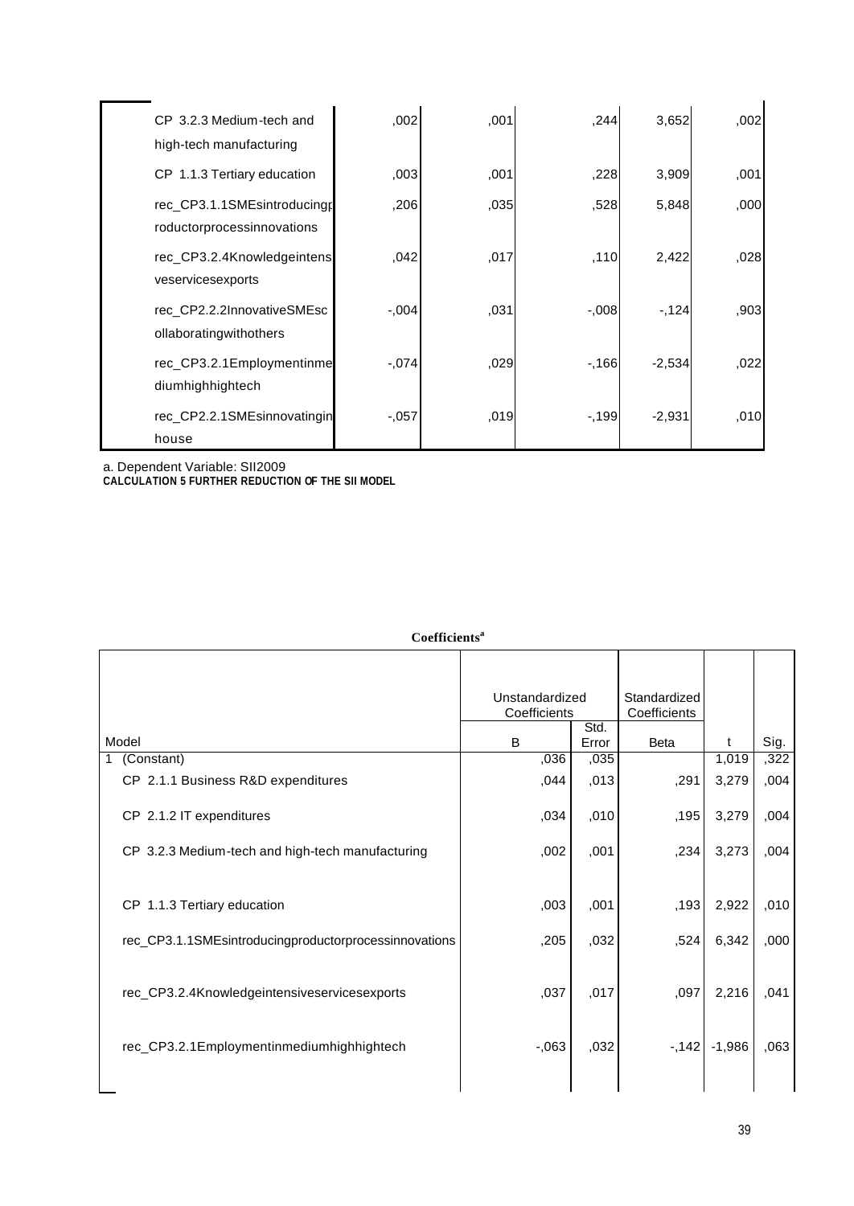| | | | | | |
|---|---|---|---|---|---|
| CP 3.2.3 Medium-tech and high-tech manufacturing | ,002 | ,001 | ,244 | 3,652 | ,002 |
| CP 1.1.3 Tertiary education | ,003 | ,001 | ,228 | 3,909 | ,001 |
| rec_CP3.1.1SMEsintroducingproductorprocessinnovations | ,206 | ,035 | ,528 | 5,848 | ,000 |
| rec_CP3.2.4Knowledgeintensiveservicesexports | ,042 | ,017 | ,110 | 2,422 | ,028 |
| rec_CP2.2.2InnovativeSMEscollaboratingwithothers | -,004 | ,031 | -,008 | -,124 | ,903 |
| rec_CP3.2.1Employmentinmediumhighhightech | -,074 | ,029 | -,166 | -2,534 | ,022 |
| rec_CP2.2.1SMEsinnovatinginhouse | -,057 | ,019 | -,199 | -2,931 | ,010 |

a. Dependent Variable: SII2009

**CALCULATION 5 FURTHER REDUCTION OF THE SII MODEL**

**Coefficients[a]**

| Model | Unstandardized Coefficients | | Standardized Coefficients | | |
|---|---|---|---|---|---|
| | B | Std. Error | Beta | t | Sig. |
| 1 (Constant) | ,036 | ,035 | | 1,019 | ,322 |
| CP 2.1.1 Business R&D expenditures | ,044 | ,013 | ,291 | 3,279 | ,004 |
| CP 2.1.2 IT expenditures | ,034 | ,010 | ,195 | 3,279 | ,004 |
| CP 3.2.3 Medium-tech and high-tech manufacturing | ,002 | ,001 | ,234 | 3,273 | ,004 |
| CP 1.1.3 Tertiary education | ,003 | ,001 | ,193 | 2,922 | ,010 |
| rec_CP3.1.1SMEsintroducingproductorprocessinnovations | ,205 | ,032 | ,524 | 6,342 | ,000 |
| rec_CP3.2.4Knowledgeintensiveservicesexports | ,037 | ,017 | ,097 | 2,216 | ,041 |
| rec_CP3.2.1Employmentinmediumhighhightech | -,063 | ,032 | -,142 | -1,986 | ,063 |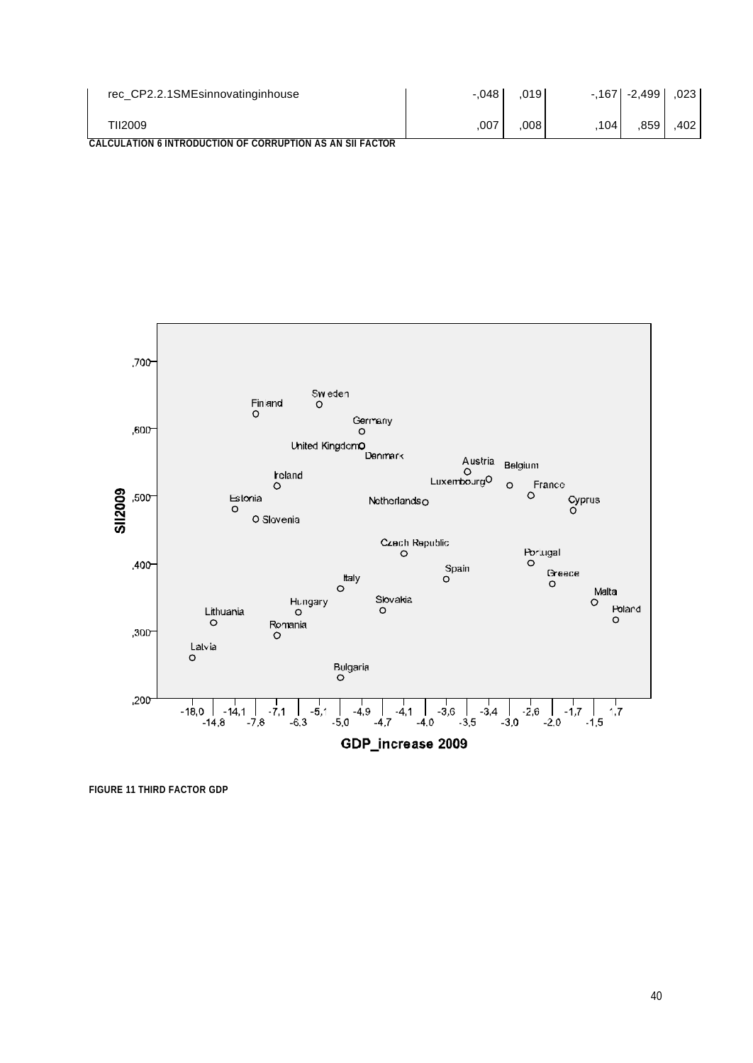| rec_CP2.2.1SMEsinnovatinginhouse | -,048 | ,019 | -,167 | -2,499 | ,023 |
|---|---|---|---|---|---|
| TII2009 | ,007 | ,008 | ,104 | ,859 | ,402 |

CALCULATION 6 INTRODUCTION OF CORRUPTION AS AN SII FACTOR

FIGURE 11 THIRD FACTOR GDP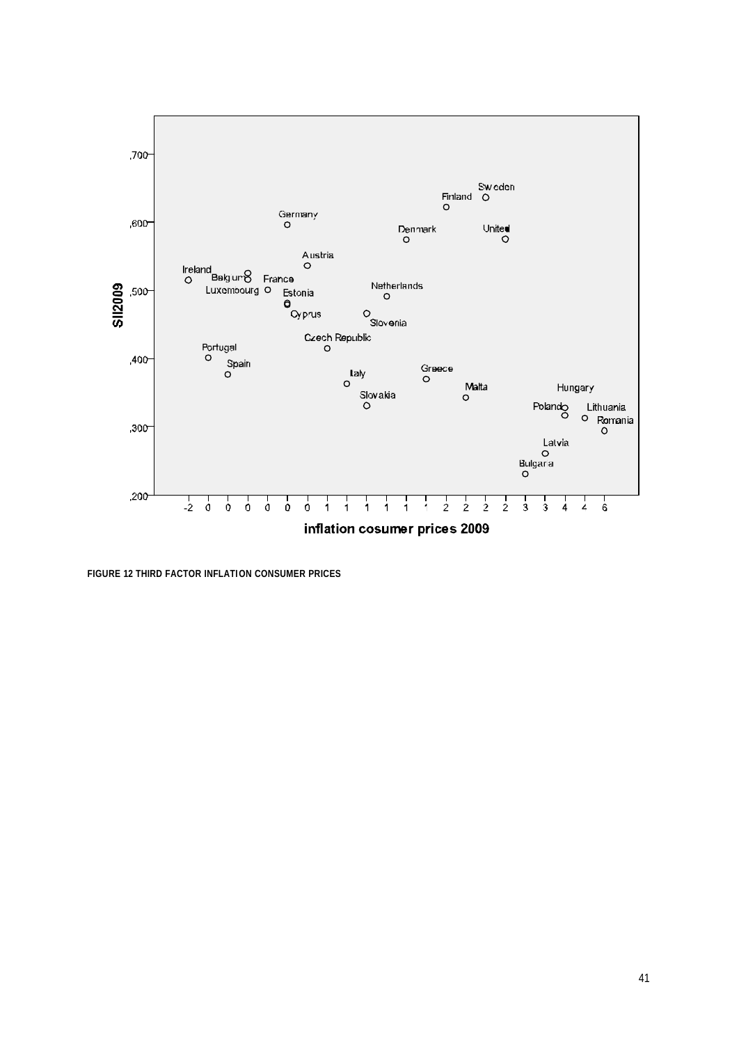FIGURE 12 THIRD FACTOR INFLATION CONSUMER PRICES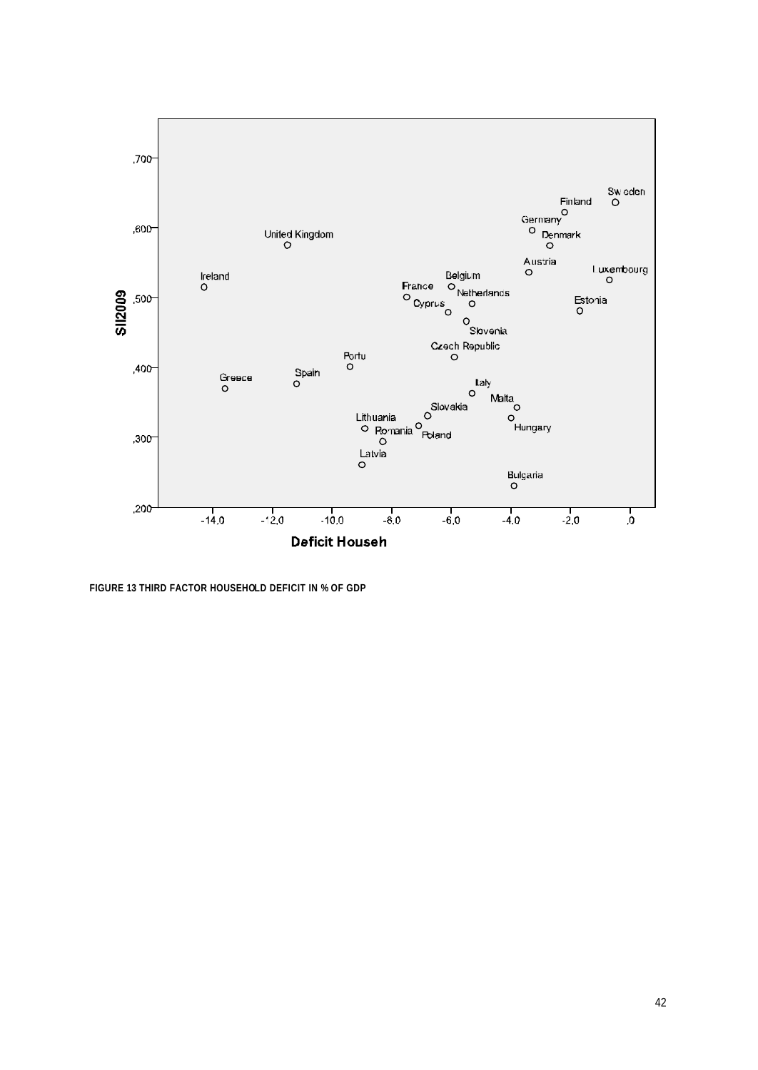FIGURE 13 THIRD FACTOR HOUSEHOLD DEFICIT IN % OF GDP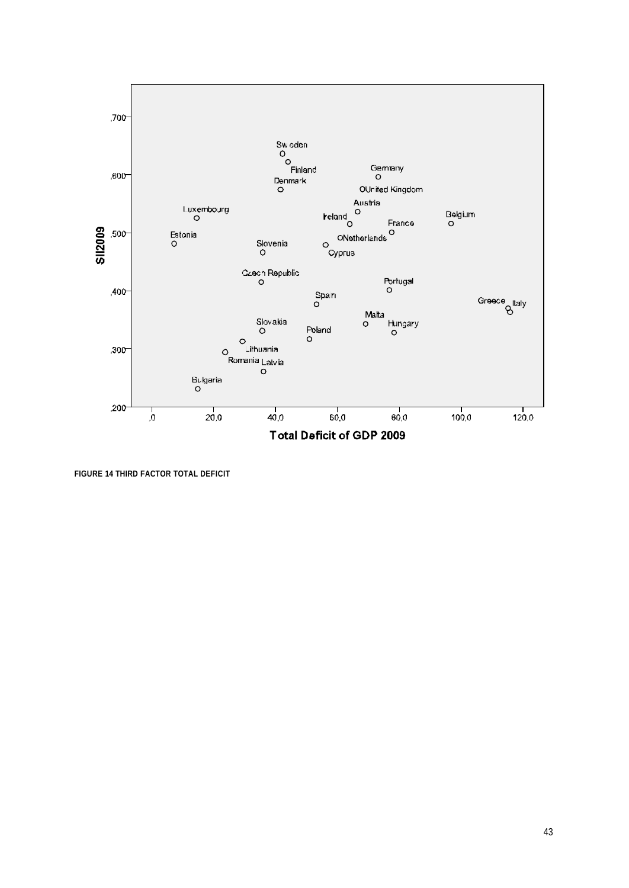FIGURE 14 THIRD FACTOR TOTAL DEFICIT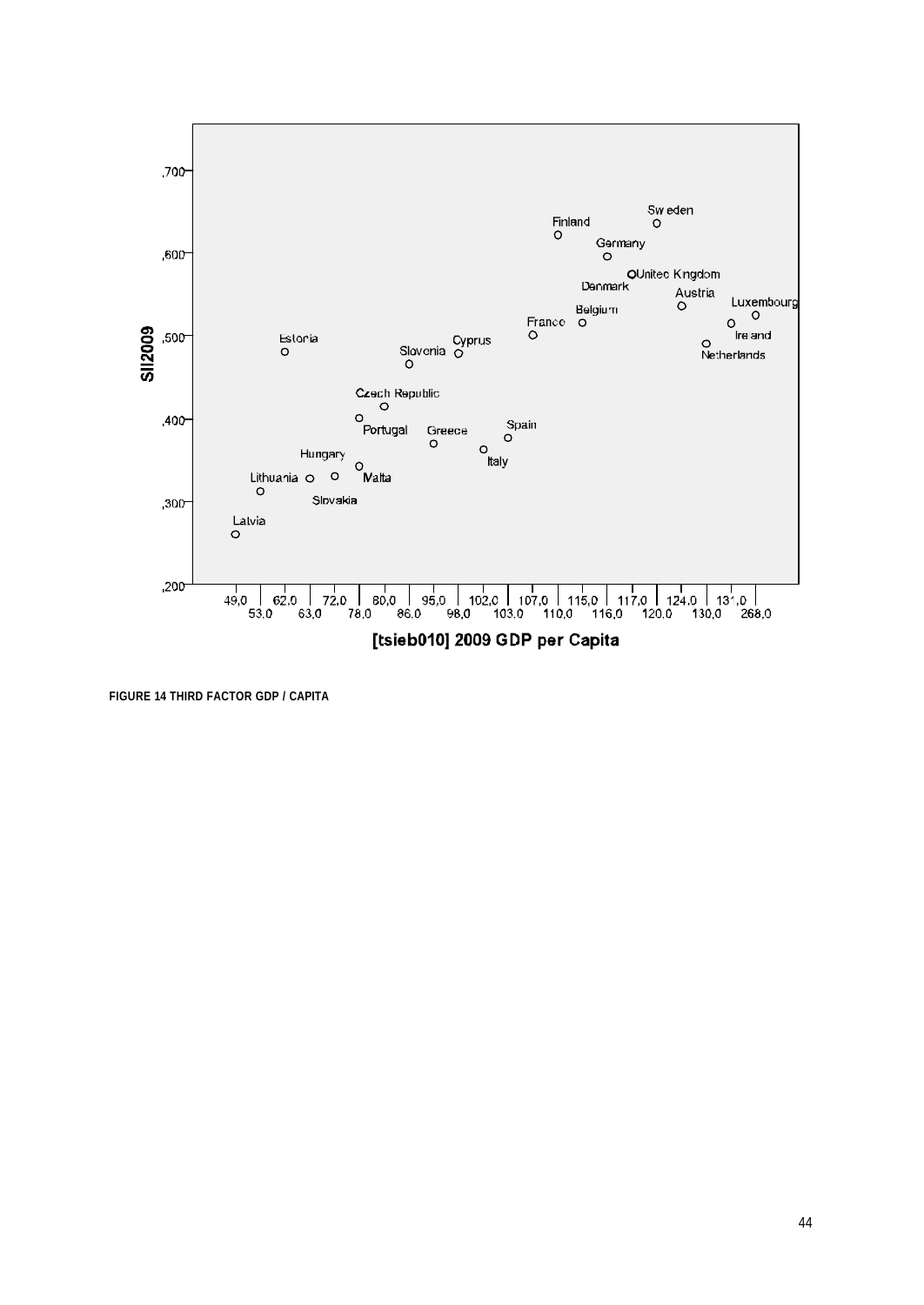,700

,600

,500

,400

,300

,200

SII2009

Sweden

Finland

Germany

United Kingdom

Denmark

Austria

Luxembourg

Belgium

France

Ireland

Netherlands

Estonia

Cyprus

Slovenia

Czech Republic

Portugal

Spain

Greece

Italy

Hungary

Lithuania

Malta

Slovakia

Latvia

49,0 53,0 62,0 63,0 72,0 78,0 80,0 86,0 95,0 98,0 102,0 103,0 107,0 110,0 115,0 116,0 117,0 120,0 124,0 130,0 131,0 268,0

[tsieb010] 2009 GDP per Capita

**FIGURE 14 THIRD FACTOR GDP / CAPITA**